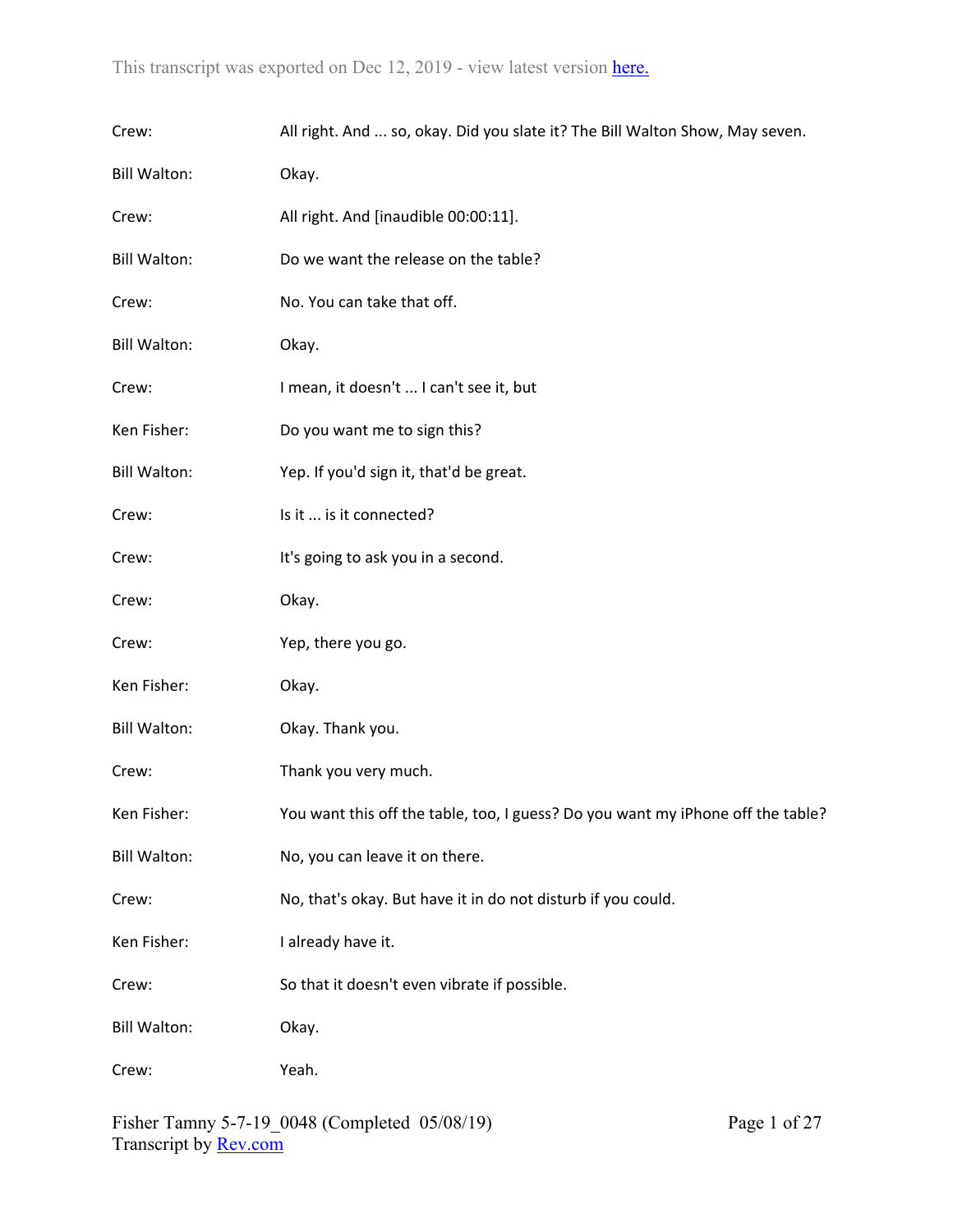This transcript was exported on Dec 12, 2019 - view latest version here.

Crew: All right. And ... so, okay. Did you slate it? The Bill Walton Show, May seven.

Bill Walton: Okay.

Crew: All right. And [inaudible 00:00:11].

Bill Walton: Do we want the release on the table?

Crew: No. You can take that off.

Bill Walton: Okay.

Crew: I mean, it doesn't ... I can't see it, but

Ken Fisher: Do you want me to sign this?

Bill Walton: Yep. If you'd sign it, that'd be great.

Crew: Is it ... is it connected?

Crew: It's going to ask you in a second.

Crew: Okay.

Crew: Yep, there you go.

Ken Fisher: Okay.

Bill Walton: Okay. Thank you.

Crew: Thank you very much.

Ken Fisher: You want this off the table, too, I guess? Do you want my iPhone off the table?

Bill Walton: No, you can leave it on there.

Crew: No, that's okay. But have it in do not disturb if you could.

Ken Fisher: I already have it.

Crew: So that it doesn't even vibrate if possible.

Bill Walton: Okay.

Crew: Yeah.

Fisher Tamny 5-7-19_0048 (Completed 05/08/19)
Transcript by Rev.com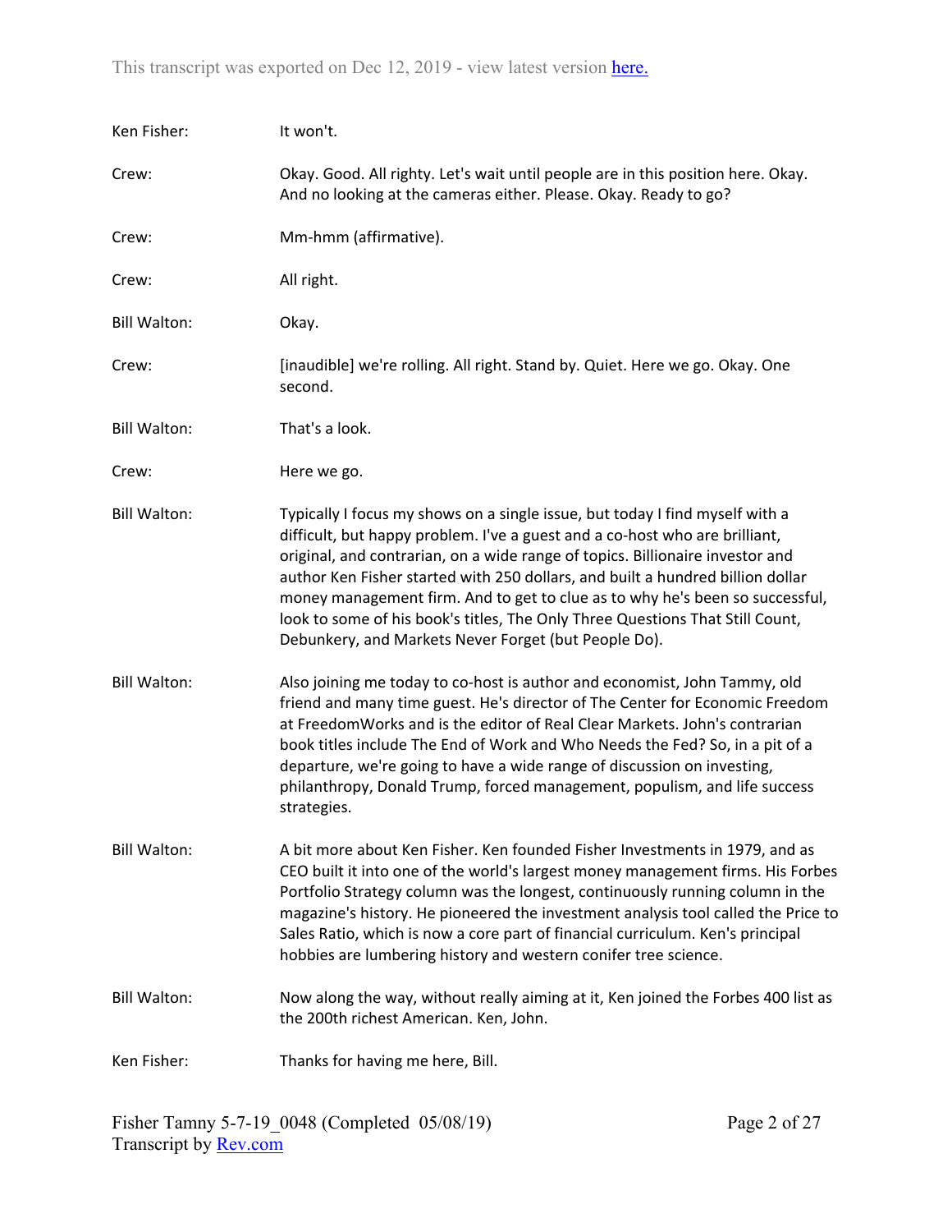| | |
|---|---|
| Ken Fisher: | It won't. |
| Crew: | Okay. Good. All righty. Let's wait until people are in this position here. Okay. And no looking at the cameras either. Please. Okay. Ready to go? |
| Crew: | Mm-hmm (affirmative). |
| Crew: | All right. |
| Bill Walton: | Okay. |
| Crew: | [inaudible] we're rolling. All right. Stand by. Quiet. Here we go. Okay. One second. |
| Bill Walton: | That's a look. |
| Crew: | Here we go. |
| Bill Walton: | Typically I focus my shows on a single issue, but today I find myself with a difficult, but happy problem. I've a guest and a co-host who are brilliant, original, and contrarian, on a wide range of topics. Billionaire investor and author Ken Fisher started with 250 dollars, and built a hundred billion dollar money management firm. And to get to clue as to why he's been so successful, look to some of his book's titles, The Only Three Questions That Still Count, Debunkery, and Markets Never Forget (but People Do). |
| Bill Walton: | Also joining me today to co-host is author and economist, John Tammy, old friend and many time guest. He's director of The Center for Economic Freedom at FreedomWorks and is the editor of Real Clear Markets. John's contrarian book titles include The End of Work and Who Needs the Fed? So, in a pit of a departure, we're going to have a wide range of discussion on investing, philanthropy, Donald Trump, forced management, populism, and life success strategies. |
| Bill Walton: | A bit more about Ken Fisher. Ken founded Fisher Investments in 1979, and as CEO built it into one of the world's largest money management firms. His Forbes Portfolio Strategy column was the longest, continuously running column in the magazine's history. He pioneered the investment analysis tool called the Price to Sales Ratio, which is now a core part of financial curriculum. Ken's principal hobbies are lumbering history and western conifer tree science. |
| Bill Walton: | Now along the way, without really aiming at it, Ken joined the Forbes 400 list as the 200th richest American. Ken, John. |
| Ken Fisher: | Thanks for having me here, Bill. |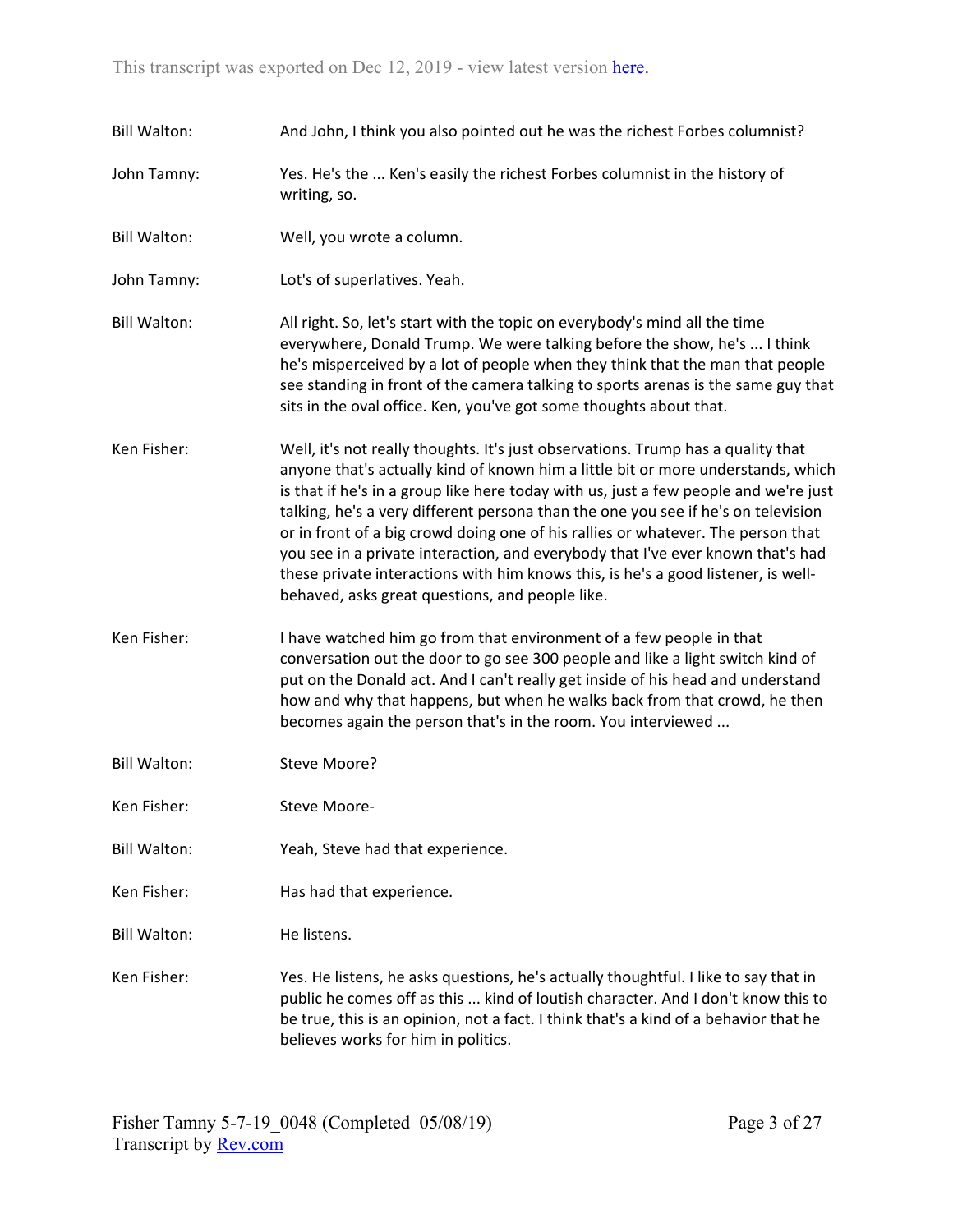Bill Walton: And John, I think you also pointed out he was the richest Forbes columnist?

John Tamny: Yes. He's the ... Ken's easily the richest Forbes columnist in the history of writing, so.

Bill Walton: Well, you wrote a column.

John Tamny: Lot's of superlatives. Yeah.

Bill Walton: All right. So, let's start with the topic on everybody's mind all the time everywhere, Donald Trump. We were talking before the show, he's ... I think he's misperceived by a lot of people when they think that the man that people see standing in front of the camera talking to sports arenas is the same guy that sits in the oval office. Ken, you've got some thoughts about that.

Ken Fisher: Well, it's not really thoughts. It's just observations. Trump has a quality that anyone that's actually kind of known him a little bit or more understands, which is that if he's in a group like here today with us, just a few people and we're just talking, he's a very different persona than the one you see if he's on television or in front of a big crowd doing one of his rallies or whatever. The person that you see in a private interaction, and everybody that I've ever known that's had these private interactions with him knows this, is he's a good listener, is well-behaved, asks great questions, and people like.

Ken Fisher: I have watched him go from that environment of a few people in that conversation out the door to go see 300 people and like a light switch kind of put on the Donald act. And I can't really get inside of his head and understand how and why that happens, but when he walks back from that crowd, he then becomes again the person that's in the room. You interviewed ...

Bill Walton: Steve Moore?

Ken Fisher: Steve Moore-

Bill Walton: Yeah, Steve had that experience.

Ken Fisher: Has had that experience.

Bill Walton: He listens.

Ken Fisher: Yes. He listens, he asks questions, he's actually thoughtful. I like to say that in public he comes off as this ... kind of loutish character. And I don't know this to be true, this is an opinion, not a fact. I think that's a kind of a behavior that he believes works for him in politics.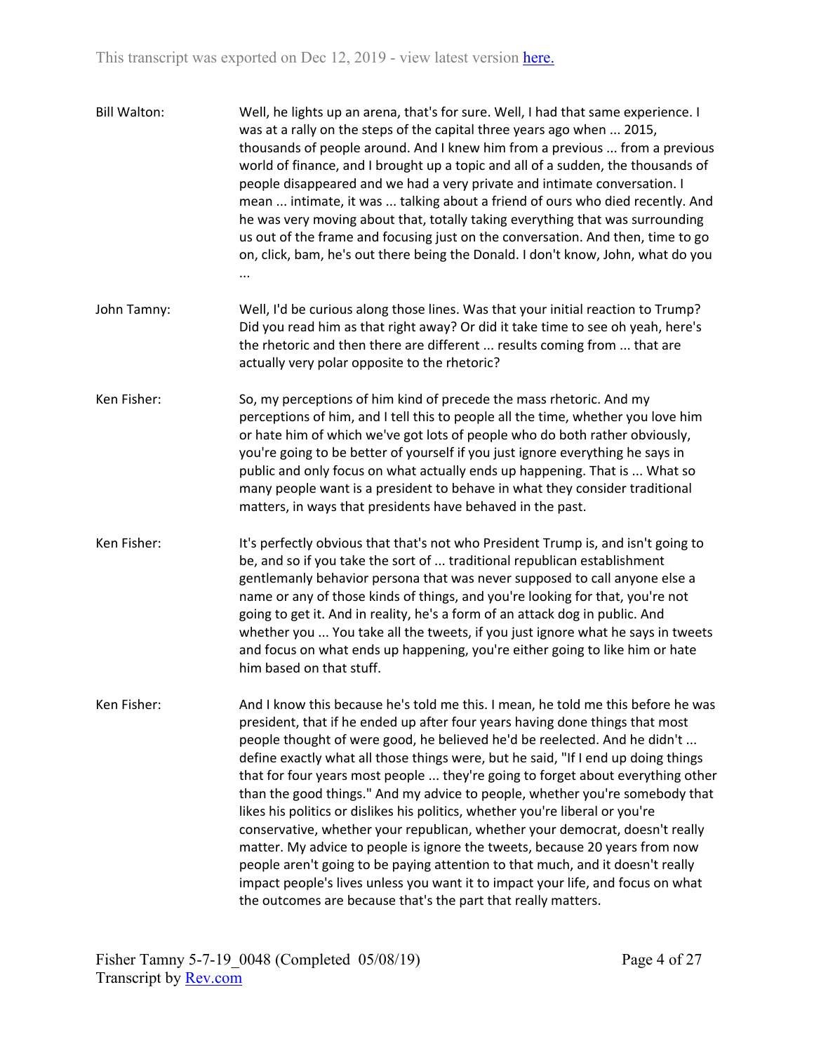Bill Walton: Well, he lights up an arena, that's for sure. Well, I had that same experience. I was at a rally on the steps of the capital three years ago when ... 2015, thousands of people around. And I knew him from a previous ... from a previous world of finance, and I brought up a topic and all of a sudden, the thousands of people disappeared and we had a very private and intimate conversation. I mean ... intimate, it was ... talking about a friend of ours who died recently. And he was very moving about that, totally taking everything that was surrounding us out of the frame and focusing just on the conversation. And then, time to go on, click, bam, he's out there being the Donald. I don't know, John, what do you ...

John Tamny: Well, I'd be curious along those lines. Was that your initial reaction to Trump? Did you read him as that right away? Or did it take time to see oh yeah, here's the rhetoric and then there are different ... results coming from ... that are actually very polar opposite to the rhetoric?

Ken Fisher: So, my perceptions of him kind of precede the mass rhetoric. And my perceptions of him, and I tell this to people all the time, whether you love him or hate him of which we've got lots of people who do both rather obviously, you're going to be better of yourself if you just ignore everything he says in public and only focus on what actually ends up happening. That is ... What so many people want is a president to behave in what they consider traditional matters, in ways that presidents have behaved in the past.

Ken Fisher: It's perfectly obvious that that's not who President Trump is, and isn't going to be, and so if you take the sort of ... traditional republican establishment gentlemanly behavior persona that was never supposed to call anyone else a name or any of those kinds of things, and you're looking for that, you're not going to get it. And in reality, he's a form of an attack dog in public. And whether you ... You take all the tweets, if you just ignore what he says in tweets and focus on what ends up happening, you're either going to like him or hate him based on that stuff.

Ken Fisher: And I know this because he's told me this. I mean, he told me this before he was president, that if he ended up after four years having done things that most people thought of were good, he believed he'd be reelected. And he didn't ... define exactly what all those things were, but he said, "If I end up doing things that for four years most people ... they're going to forget about everything other than the good things." And my advice to people, whether you're somebody that likes his politics or dislikes his politics, whether you're liberal or you're conservative, whether your republican, whether your democrat, doesn't really matter. My advice to people is ignore the tweets, because 20 years from now people aren't going to be paying attention to that much, and it doesn't really impact people's lives unless you want it to impact your life, and focus on what the outcomes are because that's the part that really matters.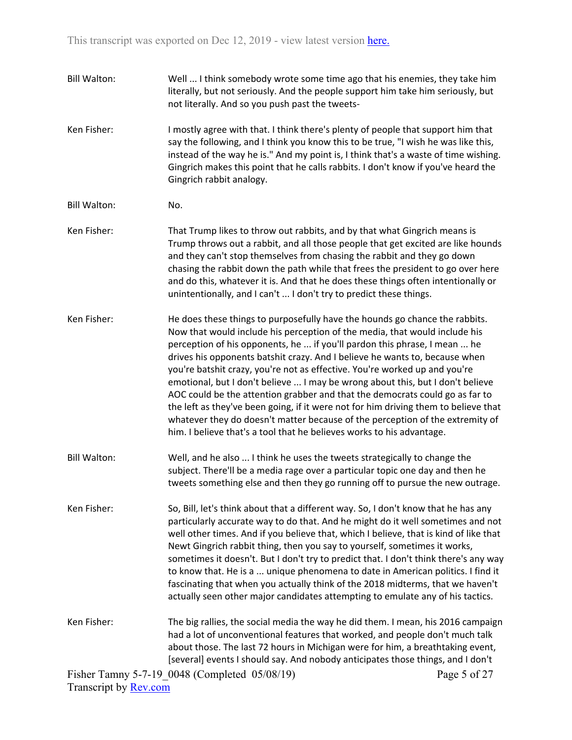Bill Walton: Well ... I think somebody wrote some time ago that his enemies, they take him literally, but not seriously. And the people support him take him seriously, but not literally. And so you push past the tweets-

Ken Fisher: I mostly agree with that. I think there's plenty of people that support him that say the following, and I think you know this to be true, "I wish he was like this, instead of the way he is." And my point is, I think that's a waste of time wishing. Gingrich makes this point that he calls rabbits. I don't know if you've heard the Gingrich rabbit analogy.

Bill Walton: No.

Ken Fisher: That Trump likes to throw out rabbits, and by that what Gingrich means is Trump throws out a rabbit, and all those people that get excited are like hounds and they can't stop themselves from chasing the rabbit and they go down chasing the rabbit down the path while that frees the president to go over here and do this, whatever it is. And that he does these things often intentionally or unintentionally, and I can't ... I don't try to predict these things.

Ken Fisher: He does these things to purposefully have the hounds go chance the rabbits. Now that would include his perception of the media, that would include his perception of his opponents, he ... if you'll pardon this phrase, I mean ... he drives his opponents batshit crazy. And I believe he wants to, because when you're batshit crazy, you're not as effective. You're worked up and you're emotional, but I don't believe ... I may be wrong about this, but I don't believe AOC could be the attention grabber and that the democrats could go as far to the left as they've been going, if it were not for him driving them to believe that whatever they do doesn't matter because of the perception of the extremity of him. I believe that's a tool that he believes works to his advantage.

Bill Walton: Well, and he also ... I think he uses the tweets strategically to change the subject. There'll be a media rage over a particular topic one day and then he tweets something else and then they go running off to pursue the new outrage.

Ken Fisher: So, Bill, let's think about that a different way. So, I don't know that he has any particularly accurate way to do that. And he might do it well sometimes and not well other times. And if you believe that, which I believe, that is kind of like that Newt Gingrich rabbit thing, then you say to yourself, sometimes it works, sometimes it doesn't. But I don't try to predict that. I don't think there's any way to know that. He is a ... unique phenomena to date in American politics. I find it fascinating that when you actually think of the 2018 midterms, that we haven't actually seen other major candidates attempting to emulate any of his tactics.

Ken Fisher: The big rallies, the social media the way he did them. I mean, his 2016 campaign had a lot of unconventional features that worked, and people don't much talk about those. The last 72 hours in Michigan were for him, a breathtaking event, [several] events I should say. And nobody anticipates those things, and I don't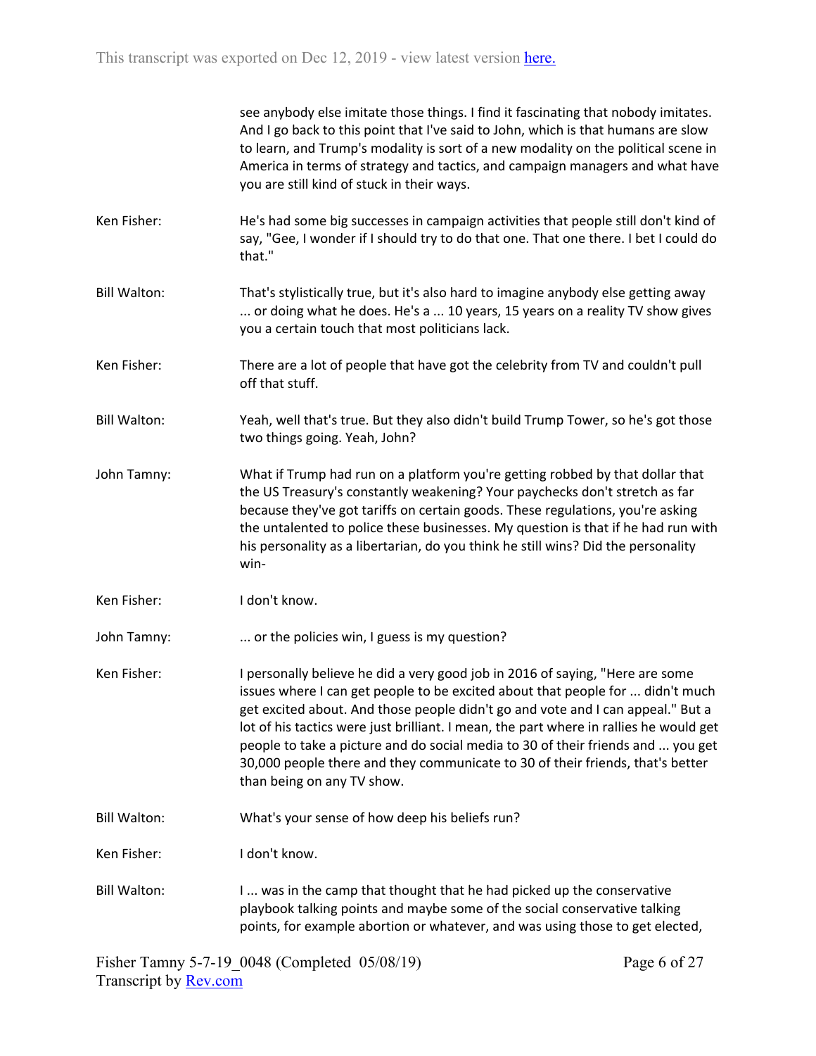see anybody else imitate those things. I find it fascinating that nobody imitates. And I go back to this point that I've said to John, which is that humans are slow to learn, and Trump's modality is sort of a new modality on the political scene in America in terms of strategy and tactics, and campaign managers and what have you are still kind of stuck in their ways.

**Ken Fisher:** He's had some big successes in campaign activities that people still don't kind of say, "Gee, I wonder if I should try to do that one. That one there. I bet I could do that."

**Bill Walton:** That's stylistically true, but it's also hard to imagine anybody else getting away ... or doing what he does. He's a ... 10 years, 15 years on a reality TV show gives you a certain touch that most politicians lack.

**Ken Fisher:** There are a lot of people that have got the celebrity from TV and couldn't pull off that stuff.

**Bill Walton:** Yeah, well that's true. But they also didn't build Trump Tower, so he's got those two things going. Yeah, John?

**John Tamny:** What if Trump had run on a platform you're getting robbed by that dollar that the US Treasury's constantly weakening? Your paychecks don't stretch as far because they've got tariffs on certain goods. These regulations, you're asking the untalented to police these businesses. My question is that if he had run with his personality as a libertarian, do you think he still wins? Did the personality win-

**Ken Fisher:** I don't know.

**John Tamny:** ... or the policies win, I guess is my question?

**Ken Fisher:** I personally believe he did a very good job in 2016 of saying, "Here are some issues where I can get people to be excited about that people for ... didn't much get excited about. And those people didn't go and vote and I can appeal." But a lot of his tactics were just brilliant. I mean, the part where in rallies he would get people to take a picture and do social media to 30 of their friends and ... you get 30,000 people there and they communicate to 30 of their friends, that's better than being on any TV show.

**Bill Walton:** What's your sense of how deep his beliefs run?

**Ken Fisher:** I don't know.

**Bill Walton:** I ... was in the camp that thought that he had picked up the conservative playbook talking points and maybe some of the social conservative talking points, for example abortion or whatever, and was using those to get elected,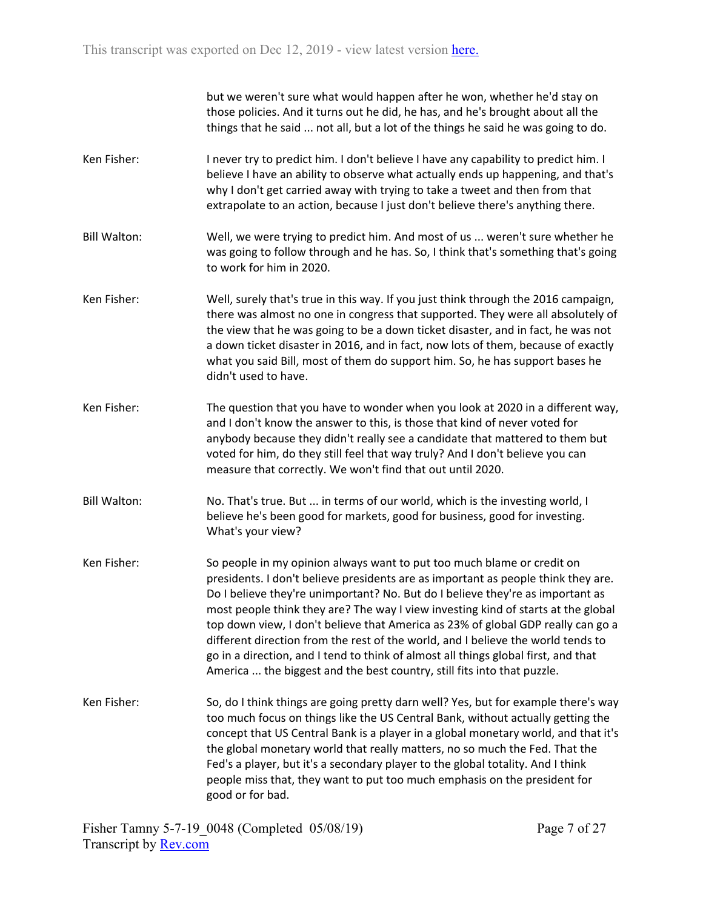but we weren't sure what would happen after he won, whether he'd stay on those policies. And it turns out he did, he has, and he's brought about all the things that he said ... not all, but a lot of the things he said he was going to do.

**Ken Fisher:** I never try to predict him. I don't believe I have any capability to predict him. I believe I have an ability to observe what actually ends up happening, and that's why I don't get carried away with trying to take a tweet and then from that extrapolate to an action, because I just don't believe there's anything there.

**Bill Walton:** Well, we were trying to predict him. And most of us ... weren't sure whether he was going to follow through and he has. So, I think that's something that's going to work for him in 2020.

**Ken Fisher:** Well, surely that's true in this way. If you just think through the 2016 campaign, there was almost no one in congress that supported. They were all absolutely of the view that he was going to be a down ticket disaster, and in fact, he was not a down ticket disaster in 2016, and in fact, now lots of them, because of exactly what you said Bill, most of them do support him. So, he has support bases he didn't used to have.

**Ken Fisher:** The question that you have to wonder when you look at 2020 in a different way, and I don't know the answer to this, is those that kind of never voted for anybody because they didn't really see a candidate that mattered to them but voted for him, do they still feel that way truly? And I don't believe you can measure that correctly. We won't find that out until 2020.

**Bill Walton:** No. That's true. But ... in terms of our world, which is the investing world, I believe he's been good for markets, good for business, good for investing. What's your view?

**Ken Fisher:** So people in my opinion always want to put too much blame or credit on presidents. I don't believe presidents are as important as people think they are. Do I believe they're unimportant? No. But do I believe they're as important as most people think they are? The way I view investing kind of starts at the global top down view, I don't believe that America as 23% of global GDP really can go a different direction from the rest of the world, and I believe the world tends to go in a direction, and I tend to think of almost all things global first, and that America ... the biggest and the best country, still fits into that puzzle.

**Ken Fisher:** So, do I think things are going pretty darn well? Yes, but for example there's way too much focus on things like the US Central Bank, without actually getting the concept that US Central Bank is a player in a global monetary world, and that it's the global monetary world that really matters, no so much the Fed. That the Fed's a player, but it's a secondary player to the global totality. And I think people miss that, they want to put too much emphasis on the president for good or for bad.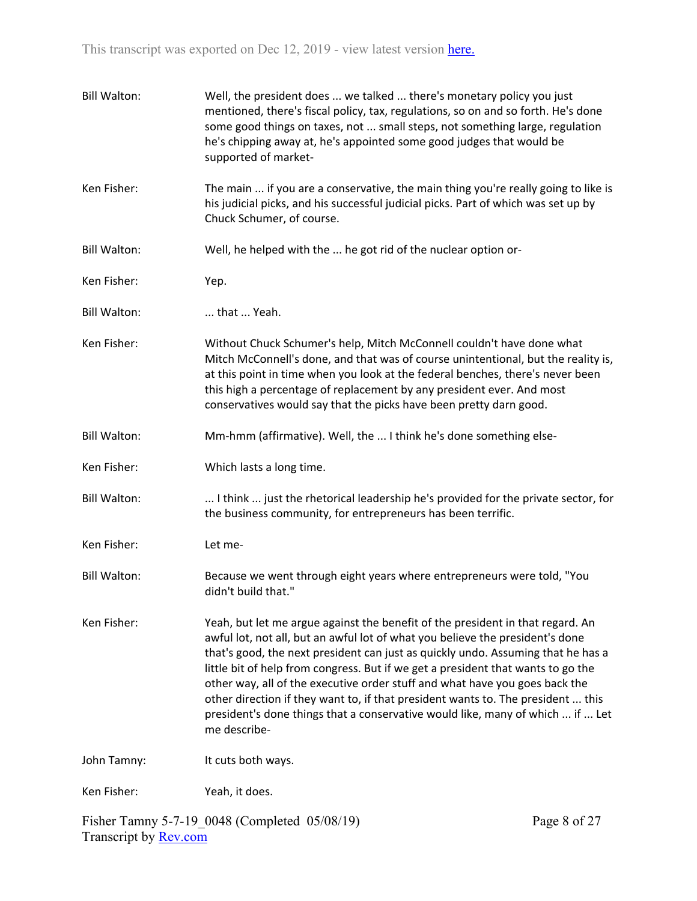Bill Walton: Well, the president does ... we talked ... there's monetary policy you just mentioned, there's fiscal policy, tax, regulations, so on and so forth. He's done some good things on taxes, not ... small steps, not something large, regulation he's chipping away at, he's appointed some good judges that would be supported of market-

Ken Fisher: The main ... if you are a conservative, the main thing you're really going to like is his judicial picks, and his successful judicial picks. Part of which was set up by Chuck Schumer, of course.

Bill Walton: Well, he helped with the ... he got rid of the nuclear option or-

Ken Fisher: Yep.

Bill Walton: ... that ... Yeah.

Ken Fisher: Without Chuck Schumer's help, Mitch McConnell couldn't have done what Mitch McConnell's done, and that was of course unintentional, but the reality is, at this point in time when you look at the federal benches, there's never been this high a percentage of replacement by any president ever. And most conservatives would say that the picks have been pretty darn good.

Bill Walton: Mm-hmm (affirmative). Well, the ... I think he's done something else-

Ken Fisher: Which lasts a long time.

Bill Walton: ... I think ... just the rhetorical leadership he's provided for the private sector, for the business community, for entrepreneurs has been terrific.

Ken Fisher: Let me-

Bill Walton: Because we went through eight years where entrepreneurs were told, "You didn't build that."

Ken Fisher: Yeah, but let me argue against the benefit of the president in that regard. An awful lot, not all, but an awful lot of what you believe the president's done that's good, the next president can just as quickly undo. Assuming that he has a little bit of help from congress. But if we get a president that wants to go the other way, all of the executive order stuff and what have you goes back the other direction if they want to, if that president wants to. The president ... this president's done things that a conservative would like, many of which ... if ... Let me describe-

John Tamny: It cuts both ways.

Ken Fisher: Yeah, it does.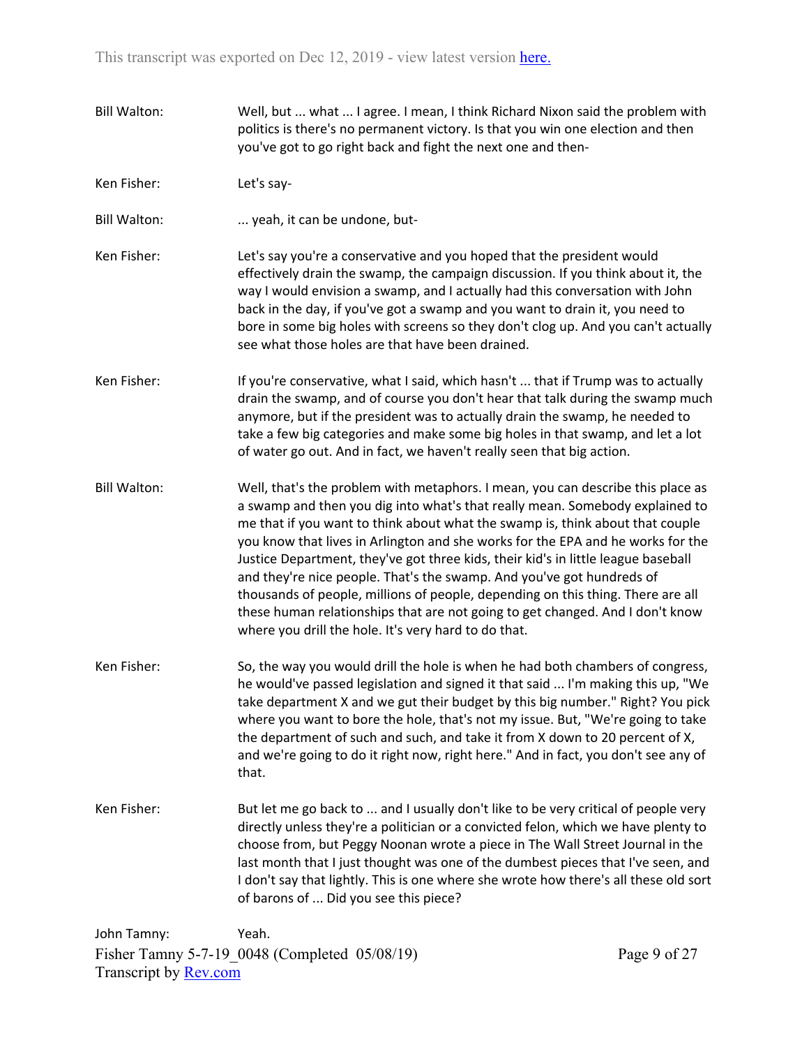Bill Walton: Well, but ... what ... I agree. I mean, I think Richard Nixon said the problem with politics is there's no permanent victory. Is that you win one election and then you've got to go right back and fight the next one and then-

Ken Fisher: Let's say-

Bill Walton: ... yeah, it can be undone, but-

Ken Fisher: Let's say you're a conservative and you hoped that the president would effectively drain the swamp, the campaign discussion. If you think about it, the way I would envision a swamp, and I actually had this conversation with John back in the day, if you've got a swamp and you want to drain it, you need to bore in some big holes with screens so they don't clog up. And you can't actually see what those holes are that have been drained.

Ken Fisher: If you're conservative, what I said, which hasn't ... that if Trump was to actually drain the swamp, and of course you don't hear that talk during the swamp much anymore, but if the president was to actually drain the swamp, he needed to take a few big categories and make some big holes in that swamp, and let a lot of water go out. And in fact, we haven't really seen that big action.

Bill Walton: Well, that's the problem with metaphors. I mean, you can describe this place as a swamp and then you dig into what's that really mean. Somebody explained to me that if you want to think about what the swamp is, think about that couple you know that lives in Arlington and she works for the EPA and he works for the Justice Department, they've got three kids, their kid's in little league baseball and they're nice people. That's the swamp. And you've got hundreds of thousands of people, millions of people, depending on this thing. There are all these human relationships that are not going to get changed. And I don't know where you drill the hole. It's very hard to do that.

Ken Fisher: So, the way you would drill the hole is when he had both chambers of congress, he would've passed legislation and signed it that said ... I'm making this up, "We take department X and we gut their budget by this big number." Right? You pick where you want to bore the hole, that's not my issue. But, "We're going to take the department of such and such, and take it from X down to 20 percent of X, and we're going to do it right now, right here." And in fact, you don't see any of that.

Ken Fisher: But let me go back to ... and I usually don't like to be very critical of people very directly unless they're a politician or a convicted felon, which we have plenty to choose from, but Peggy Noonan wrote a piece in The Wall Street Journal in the last month that I just thought was one of the dumbest pieces that I've seen, and I don't say that lightly. This is one where she wrote how there's all these old sort of barons of ... Did you see this piece?

John Tamny: Yeah.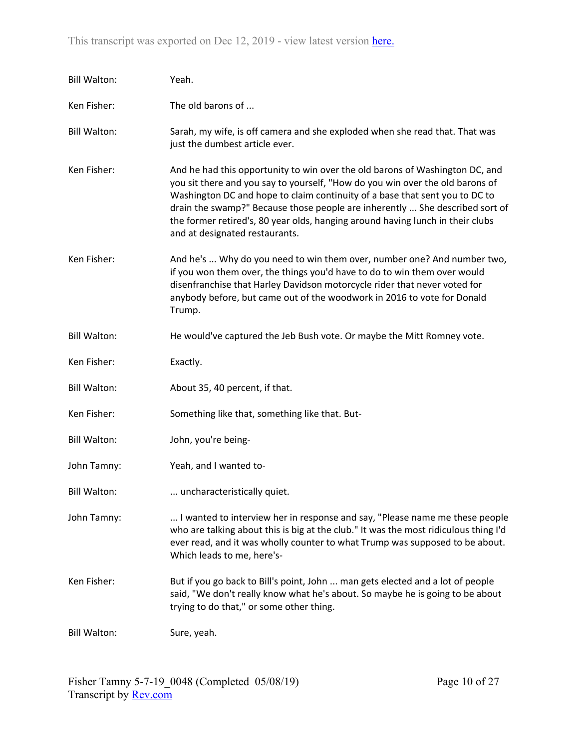Bill Walton: Yeah.

Ken Fisher: The old barons of ...

Bill Walton: Sarah, my wife, is off camera and she exploded when she read that. That was just the dumbest article ever.

Ken Fisher: And he had this opportunity to win over the old barons of Washington DC, and you sit there and you say to yourself, "How do you win over the old barons of Washington DC and hope to claim continuity of a base that sent you to DC to drain the swamp?" Because those people are inherently ... She described sort of the former retired's, 80 year olds, hanging around having lunch in their clubs and at designated restaurants.

Ken Fisher: And he's ... Why do you need to win them over, number one? And number two, if you won them over, the things you'd have to do to win them over would disenfranchise that Harley Davidson motorcycle rider that never voted for anybody before, but came out of the woodwork in 2016 to vote for Donald Trump.

Bill Walton: He would've captured the Jeb Bush vote. Or maybe the Mitt Romney vote.

Ken Fisher: Exactly.

Bill Walton: About 35, 40 percent, if that.

Ken Fisher: Something like that, something like that. But-

Bill Walton: John, you're being-

John Tamny: Yeah, and I wanted to-

Bill Walton: ... uncharacteristically quiet.

John Tamny: ... I wanted to interview her in response and say, "Please name me these people who are talking about this is big at the club." It was the most ridiculous thing I'd ever read, and it was wholly counter to what Trump was supposed to be about. Which leads to me, here's-

Ken Fisher: But if you go back to Bill's point, John ... man gets elected and a lot of people said, "We don't really know what he's about. So maybe he is going to be about trying to do that," or some other thing.

Bill Walton: Sure, yeah.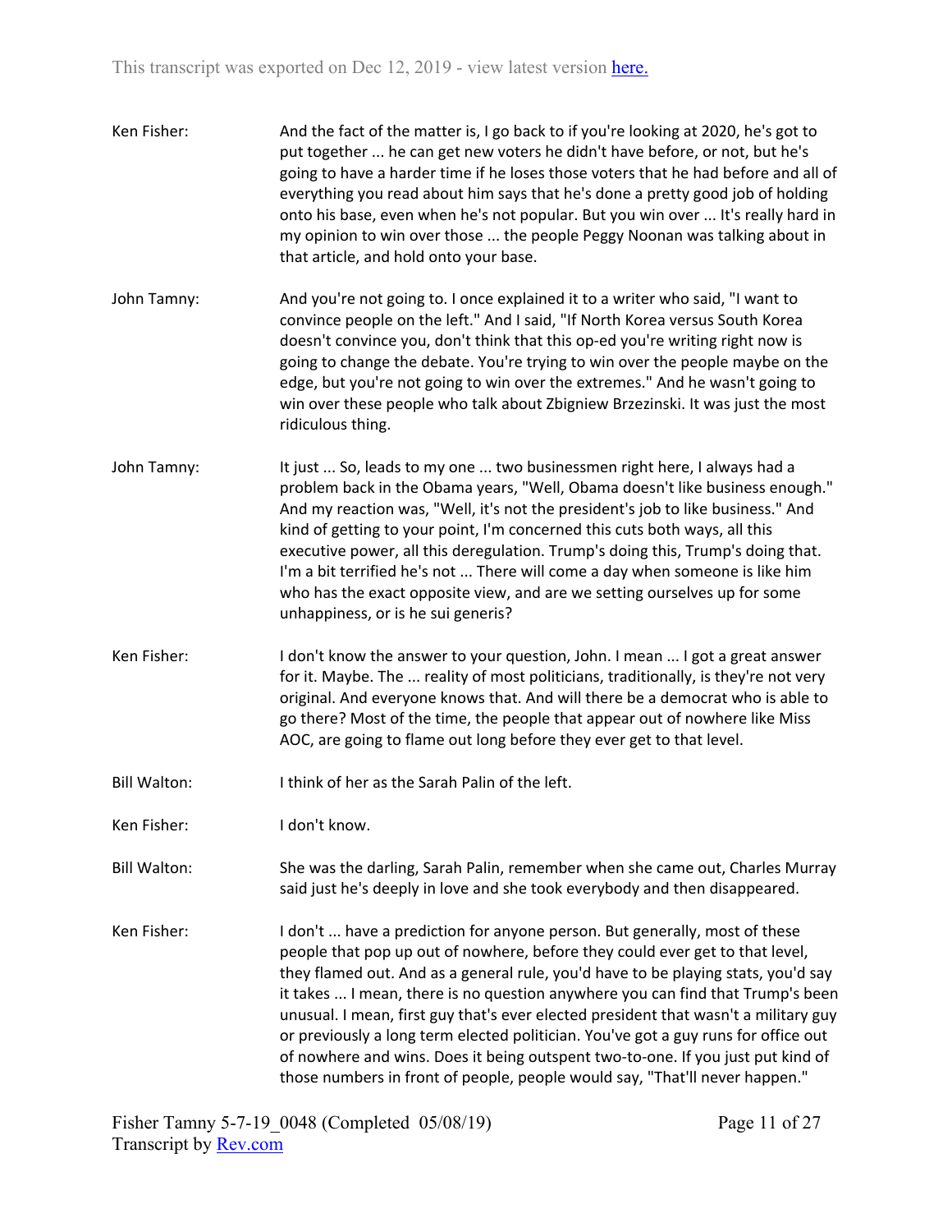Ken Fisher: And the fact of the matter is, I go back to if you're looking at 2020, he's got to put together ... he can get new voters he didn't have before, or not, but he's going to have a harder time if he loses those voters that he had before and all of everything you read about him says that he's done a pretty good job of holding onto his base, even when he's not popular. But you win over ... It's really hard in my opinion to win over those ... the people Peggy Noonan was talking about in that article, and hold onto your base.

John Tamny: And you're not going to. I once explained it to a writer who said, "I want to convince people on the left." And I said, "If North Korea versus South Korea doesn't convince you, don't think that this op-ed you're writing right now is going to change the debate. You're trying to win over the people maybe on the edge, but you're not going to win over the extremes." And he wasn't going to win over these people who talk about Zbigniew Brzezinski. It was just the most ridiculous thing.

John Tamny: It just ... So, leads to my one ... two businessmen right here, I always had a problem back in the Obama years, "Well, Obama doesn't like business enough." And my reaction was, "Well, it's not the president's job to like business." And kind of getting to your point, I'm concerned this cuts both ways, all this executive power, all this deregulation. Trump's doing this, Trump's doing that. I'm a bit terrified he's not ... There will come a day when someone is like him who has the exact opposite view, and are we setting ourselves up for some unhappiness, or is he sui generis?

Ken Fisher: I don't know the answer to your question, John. I mean ... I got a great answer for it. Maybe. The ... reality of most politicians, traditionally, is they're not very original. And everyone knows that. And will there be a democrat who is able to go there? Most of the time, the people that appear out of nowhere like Miss AOC, are going to flame out long before they ever get to that level.

Bill Walton: I think of her as the Sarah Palin of the left.

Ken Fisher: I don't know.

Bill Walton: She was the darling, Sarah Palin, remember when she came out, Charles Murray said just he's deeply in love and she took everybody and then disappeared.

Ken Fisher: I don't ... have a prediction for anyone person. But generally, most of these people that pop up out of nowhere, before they could ever get to that level, they flamed out. And as a general rule, you'd have to be playing stats, you'd say it takes ... I mean, there is no question anywhere you can find that Trump's been unusual. I mean, first guy that's ever elected president that wasn't a military guy or previously a long term elected politician. You've got a guy runs for office out of nowhere and wins. Does it being outspent two-to-one. If you just put kind of those numbers in front of people, people would say, "That'll never happen."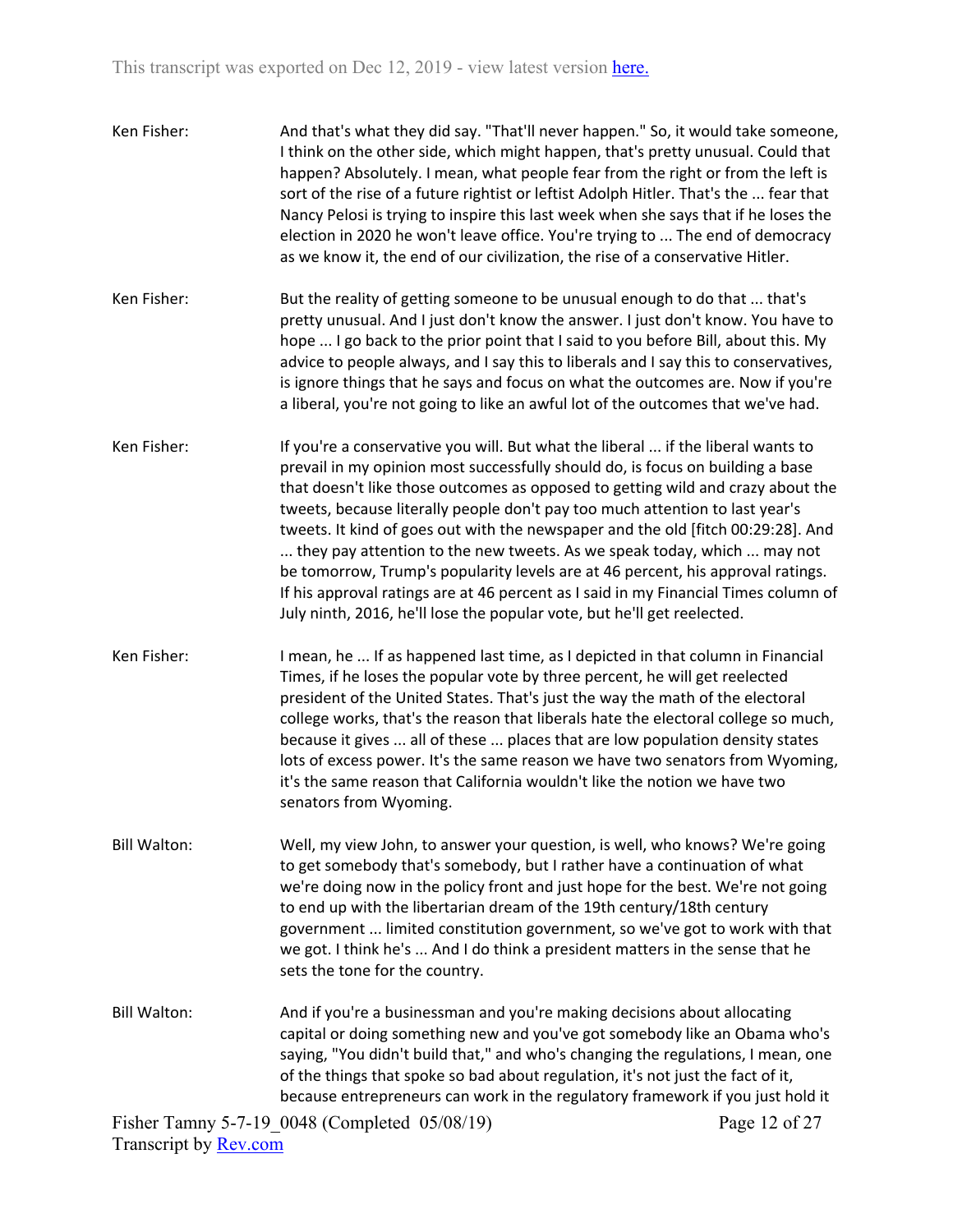Ken Fisher: And that's what they did say. "That'll never happen." So, it would take someone, I think on the other side, which might happen, that's pretty unusual. Could that happen? Absolutely. I mean, what people fear from the right or from the left is sort of the rise of a future rightist or leftist Adolph Hitler. That's the ... fear that Nancy Pelosi is trying to inspire this last week when she says that if he loses the election in 2020 he won't leave office. You're trying to ... The end of democracy as we know it, the end of our civilization, the rise of a conservative Hitler.

Ken Fisher: But the reality of getting someone to be unusual enough to do that ... that's pretty unusual. And I just don't know the answer. I just don't know. You have to hope ... I go back to the prior point that I said to you before Bill, about this. My advice to people always, and I say this to liberals and I say this to conservatives, is ignore things that he says and focus on what the outcomes are. Now if you're a liberal, you're not going to like an awful lot of the outcomes that we've had.

Ken Fisher: If you're a conservative you will. But what the liberal ... if the liberal wants to prevail in my opinion most successfully should do, is focus on building a base that doesn't like those outcomes as opposed to getting wild and crazy about the tweets, because literally people don't pay too much attention to last year's tweets. It kind of goes out with the newspaper and the old [fitch 00:29:28]. And ... they pay attention to the new tweets. As we speak today, which ... may not be tomorrow, Trump's popularity levels are at 46 percent, his approval ratings. If his approval ratings are at 46 percent as I said in my Financial Times column of July ninth, 2016, he'll lose the popular vote, but he'll get reelected.

Ken Fisher: I mean, he ... If as happened last time, as I depicted in that column in Financial Times, if he loses the popular vote by three percent, he will get reelected president of the United States. That's just the way the math of the electoral college works, that's the reason that liberals hate the electoral college so much, because it gives ... all of these ... places that are low population density states lots of excess power. It's the same reason we have two senators from Wyoming, it's the same reason that California wouldn't like the notion we have two senators from Wyoming.

Bill Walton: Well, my view John, to answer your question, is well, who knows? We're going to get somebody that's somebody, but I rather have a continuation of what we're doing now in the policy front and just hope for the best. We're not going to end up with the libertarian dream of the 19th century/18th century government ... limited constitution government, so we've got to work with that we got. I think he's ... And I do think a president matters in the sense that he sets the tone for the country.

Bill Walton: And if you're a businessman and you're making decisions about allocating capital or doing something new and you've got somebody like an Obama who's saying, "You didn't build that," and who's changing the regulations, I mean, one of the things that spoke so bad about regulation, it's not just the fact of it, because entrepreneurs can work in the regulatory framework if you just hold it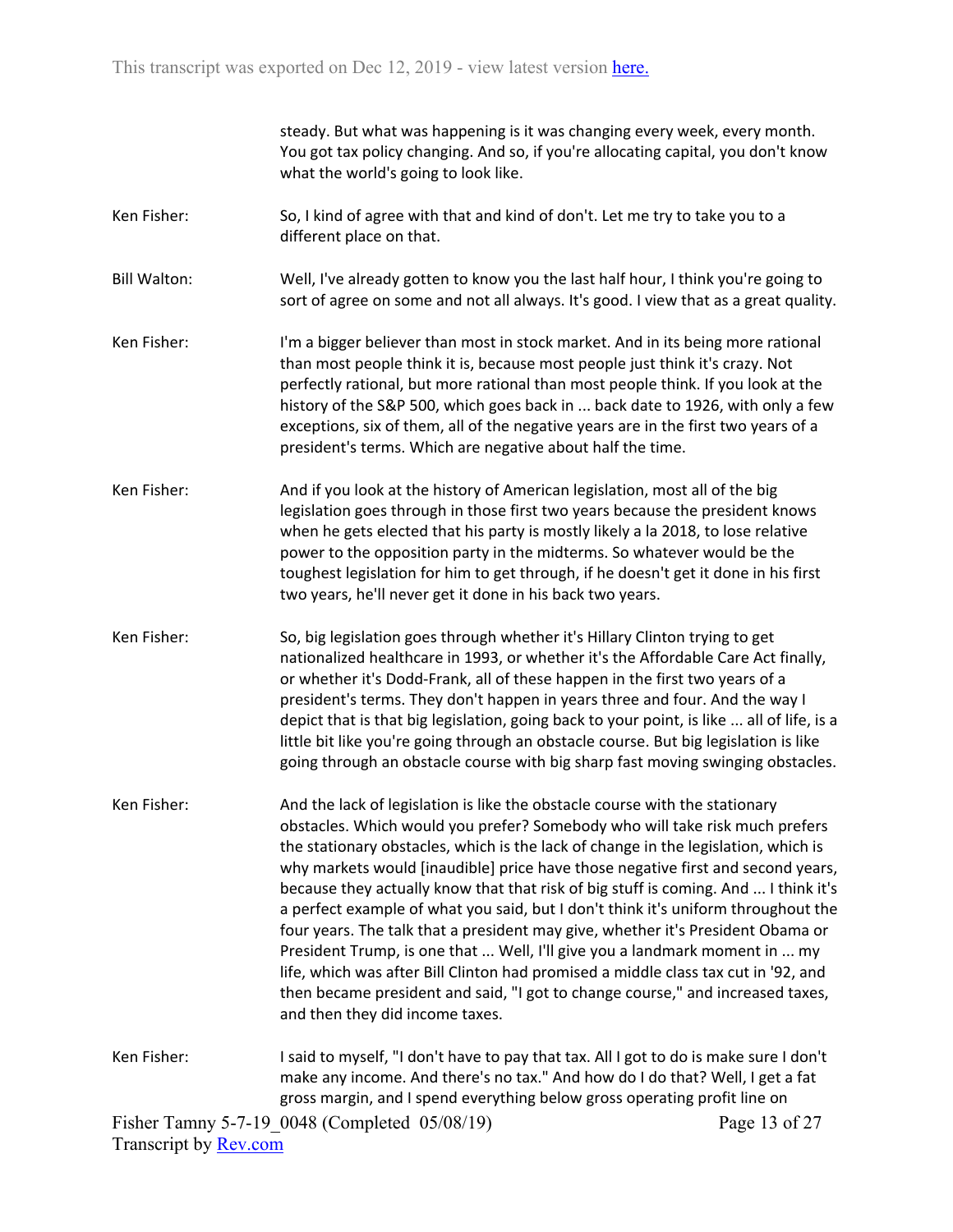steady. But what was happening is it was changing every week, every month. You got tax policy changing. And so, if you're allocating capital, you don't know what the world's going to look like.

Ken Fisher: So, I kind of agree with that and kind of don't. Let me try to take you to a different place on that.

Bill Walton: Well, I've already gotten to know you the last half hour, I think you're going to sort of agree on some and not all always. It's good. I view that as a great quality.

Ken Fisher: I'm a bigger believer than most in stock market. And in its being more rational than most people think it is, because most people just think it's crazy. Not perfectly rational, but more rational than most people think. If you look at the history of the S&P 500, which goes back in ... back date to 1926, with only a few exceptions, six of them, all of the negative years are in the first two years of a president's terms. Which are negative about half the time.

Ken Fisher: And if you look at the history of American legislation, most all of the big legislation goes through in those first two years because the president knows when he gets elected that his party is mostly likely a la 2018, to lose relative power to the opposition party in the midterms. So whatever would be the toughest legislation for him to get through, if he doesn't get it done in his first two years, he'll never get it done in his back two years.

Ken Fisher: So, big legislation goes through whether it's Hillary Clinton trying to get nationalized healthcare in 1993, or whether it's the Affordable Care Act finally, or whether it's Dodd-Frank, all of these happen in the first two years of a president's terms. They don't happen in years three and four. And the way I depict that is that big legislation, going back to your point, is like ... all of life, is a little bit like you're going through an obstacle course. But big legislation is like going through an obstacle course with big sharp fast moving swinging obstacles.

Ken Fisher: And the lack of legislation is like the obstacle course with the stationary obstacles. Which would you prefer? Somebody who will take risk much prefers the stationary obstacles, which is the lack of change in the legislation, which is why markets would [inaudible] price have those negative first and second years, because they actually know that that risk of big stuff is coming. And ... I think it's a perfect example of what you said, but I don't think it's uniform throughout the four years. The talk that a president may give, whether it's President Obama or President Trump, is one that ... Well, I'll give you a landmark moment in ... my life, which was after Bill Clinton had promised a middle class tax cut in '92, and then became president and said, "I got to change course," and increased taxes, and then they did income taxes.

Ken Fisher: I said to myself, "I don't have to pay that tax. All I got to do is make sure I don't make any income. And there's no tax." And how do I do that? Well, I get a fat gross margin, and I spend everything below gross operating profit line on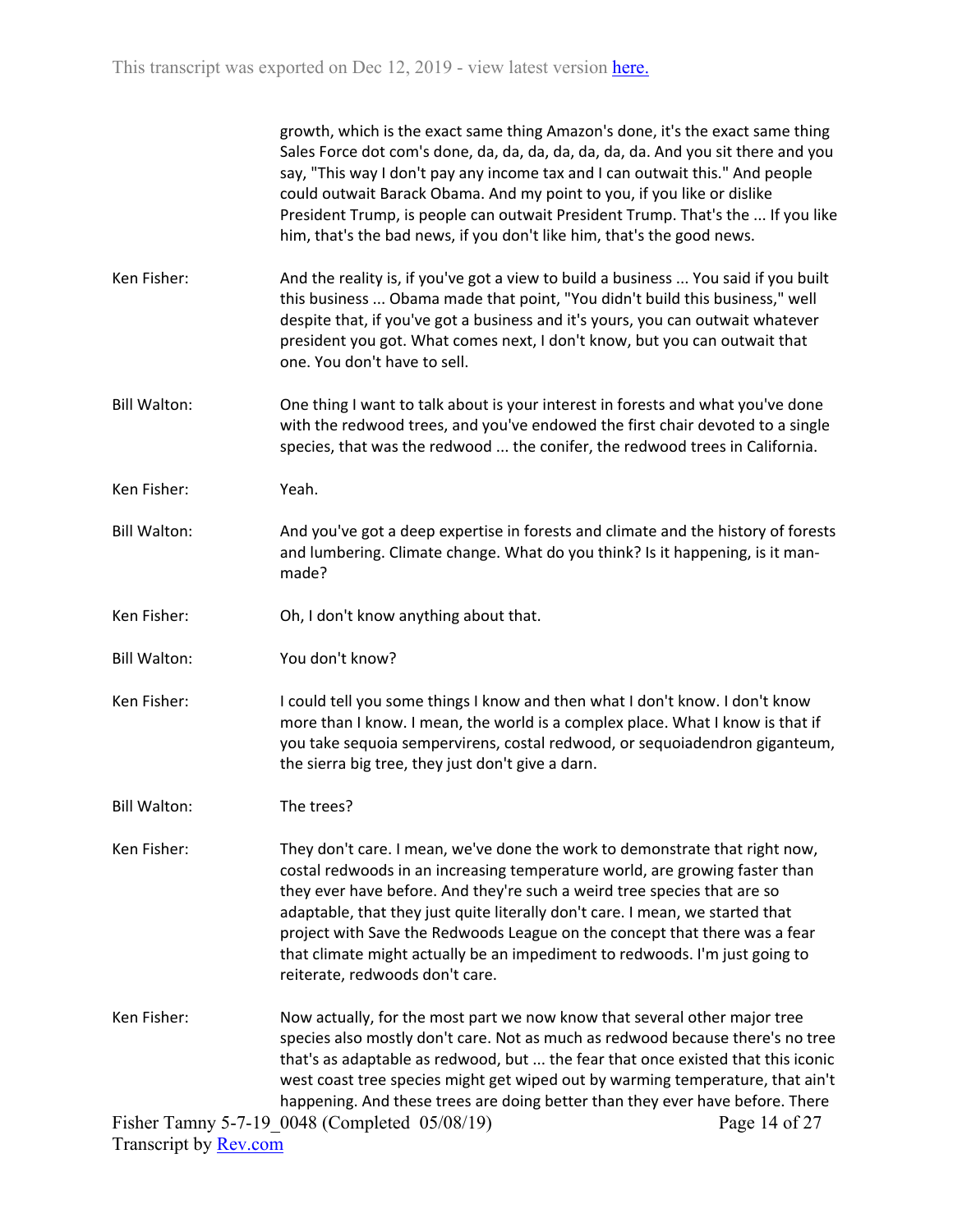growth, which is the exact same thing Amazon's done, it's the exact same thing Sales Force dot com's done, da, da, da, da, da, da, da. And you sit there and you say, "This way I don't pay any income tax and I can outwait this." And people could outwait Barack Obama. And my point to you, if you like or dislike President Trump, is people can outwait President Trump. That's the ... If you like him, that's the bad news, if you don't like him, that's the good news.

Ken Fisher: And the reality is, if you've got a view to build a business ... You said if you built this business ... Obama made that point, "You didn't build this business," well despite that, if you've got a business and it's yours, you can outwait whatever president you got. What comes next, I don't know, but you can outwait that one. You don't have to sell.

Bill Walton: One thing I want to talk about is your interest in forests and what you've done with the redwood trees, and you've endowed the first chair devoted to a single species, that was the redwood ... the conifer, the redwood trees in California.

Ken Fisher: Yeah.

Bill Walton: And you've got a deep expertise in forests and climate and the history of forests and lumbering. Climate change. What do you think? Is it happening, is it man-made?

Ken Fisher: Oh, I don't know anything about that.

Bill Walton: You don't know?

Ken Fisher: I could tell you some things I know and then what I don't know. I don't know more than I know. I mean, the world is a complex place. What I know is that if you take sequoia sempervirens, costal redwood, or sequoiadendron giganteum, the sierra big tree, they just don't give a darn.

Bill Walton: The trees?

Ken Fisher: They don't care. I mean, we've done the work to demonstrate that right now, costal redwoods in an increasing temperature world, are growing faster than they ever have before. And they're such a weird tree species that are so adaptable, that they just quite literally don't care. I mean, we started that project with Save the Redwoods League on the concept that there was a fear that climate might actually be an impediment to redwoods. I'm just going to reiterate, redwoods don't care.

Ken Fisher: Now actually, for the most part we now know that several other major tree species also mostly don't care. Not as much as redwood because there's no tree that's as adaptable as redwood, but ... the fear that once existed that this iconic west coast tree species might get wiped out by warming temperature, that ain't happening. And these trees are doing better than they ever have before. There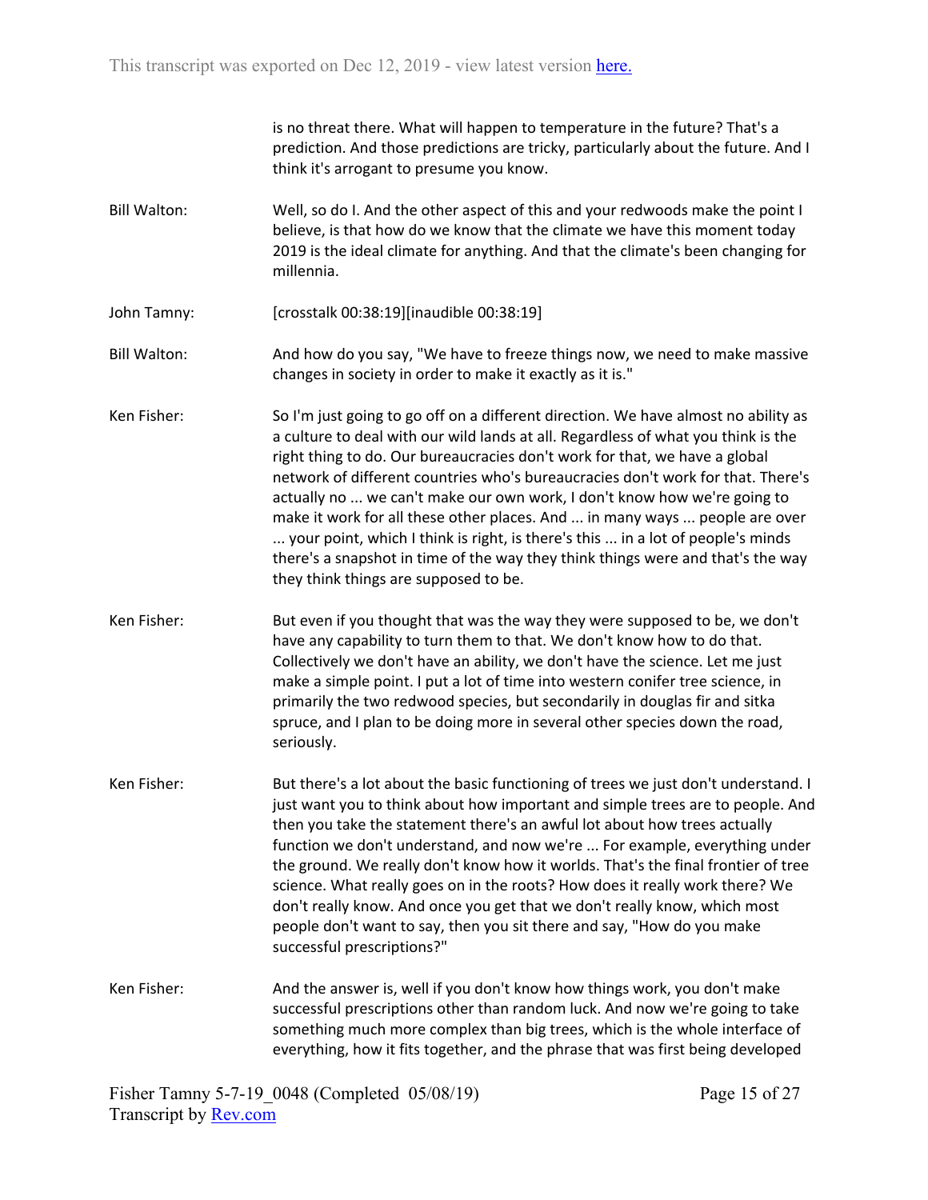is no threat there. What will happen to temperature in the future? That's a prediction. And those predictions are tricky, particularly about the future. And I think it's arrogant to presume you know.

Bill Walton: Well, so do I. And the other aspect of this and your redwoods make the point I believe, is that how do we know that the climate we have this moment today 2019 is the ideal climate for anything. And that the climate's been changing for millennia.

John Tamny: [crosstalk 00:38:19][inaudible 00:38:19]

Bill Walton: And how do you say, "We have to freeze things now, we need to make massive changes in society in order to make it exactly as it is."

Ken Fisher: So I'm just going to go off on a different direction. We have almost no ability as a culture to deal with our wild lands at all. Regardless of what you think is the right thing to do. Our bureaucracies don't work for that, we have a global network of different countries who's bureaucracies don't work for that. There's actually no ... we can't make our own work, I don't know how we're going to make it work for all these other places. And ... in many ways ... people are over ... your point, which I think is right, is there's this ... in a lot of people's minds there's a snapshot in time of the way they think things were and that's the way they think things are supposed to be.

Ken Fisher: But even if you thought that was the way they were supposed to be, we don't have any capability to turn them to that. We don't know how to do that. Collectively we don't have an ability, we don't have the science. Let me just make a simple point. I put a lot of time into western conifer tree science, in primarily the two redwood species, but secondarily in douglas fir and sitka spruce, and I plan to be doing more in several other species down the road, seriously.

Ken Fisher: But there's a lot about the basic functioning of trees we just don't understand. I just want you to think about how important and simple trees are to people. And then you take the statement there's an awful lot about how trees actually function we don't understand, and now we're ... For example, everything under the ground. We really don't know how it worlds. That's the final frontier of tree science. What really goes on in the roots? How does it really work there? We don't really know. And once you get that we don't really know, which most people don't want to say, then you sit there and say, "How do you make successful prescriptions?"

Ken Fisher: And the answer is, well if you don't know how things work, you don't make successful prescriptions other than random luck. And now we're going to take something much more complex than big trees, which is the whole interface of everything, how it fits together, and the phrase that was first being developed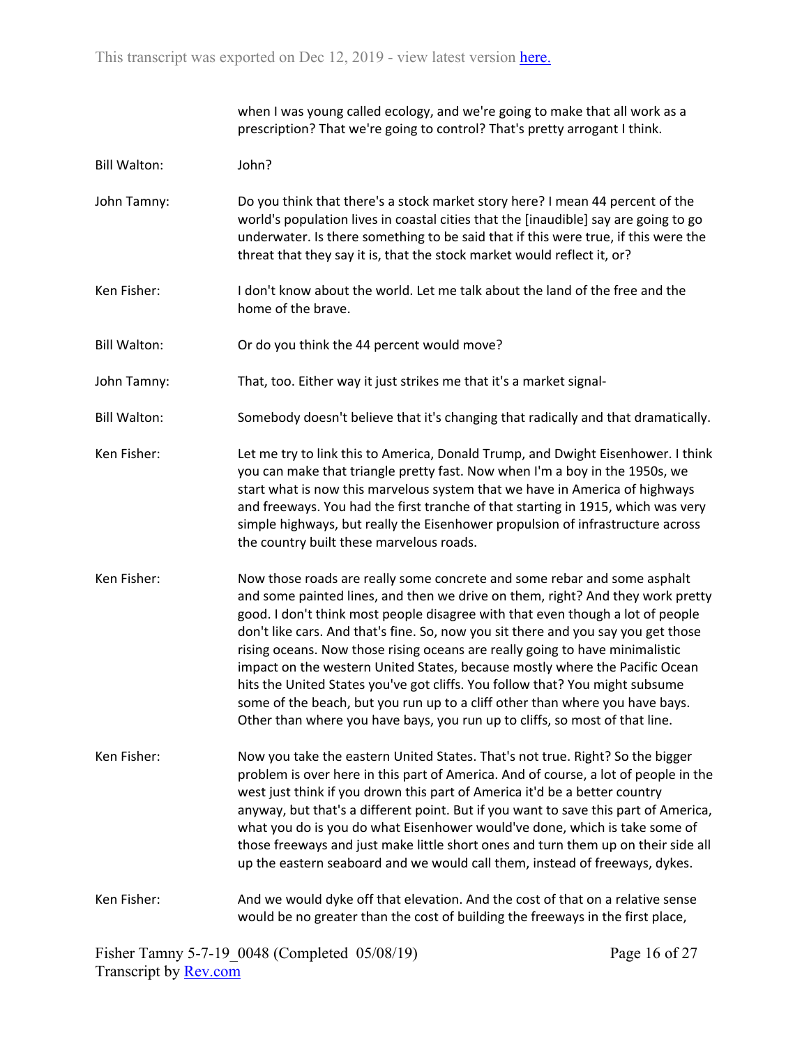when I was young called ecology, and we're going to make that all work as a prescription? That we're going to control? That's pretty arrogant I think.

**Bill Walton:** John?

**John Tamny:** Do you think that there's a stock market story here? I mean 44 percent of the world's population lives in coastal cities that the [inaudible] say are going to go underwater. Is there something to be said that if this were true, if this were the threat that they say it is, that the stock market would reflect it, or?

**Ken Fisher:** I don't know about the world. Let me talk about the land of the free and the home of the brave.

**Bill Walton:** Or do you think the 44 percent would move?

**John Tamny:** That, too. Either way it just strikes me that it's a market signal-

**Bill Walton:** Somebody doesn't believe that it's changing that radically and that dramatically.

**Ken Fisher:** Let me try to link this to America, Donald Trump, and Dwight Eisenhower. I think you can make that triangle pretty fast. Now when I'm a boy in the 1950s, we start what is now this marvelous system that we have in America of highways and freeways. You had the first tranche of that starting in 1915, which was very simple highways, but really the Eisenhower propulsion of infrastructure across the country built these marvelous roads.

**Ken Fisher:** Now those roads are really some concrete and some rebar and some asphalt and some painted lines, and then we drive on them, right? And they work pretty good. I don't think most people disagree with that even though a lot of people don't like cars. And that's fine. So, now you sit there and you say you get those rising oceans. Now those rising oceans are really going to have minimalistic impact on the western United States, because mostly where the Pacific Ocean hits the United States you've got cliffs. You follow that? You might subsume some of the beach, but you run up to a cliff other than where you have bays. Other than where you have bays, you run up to cliffs, so most of that line.

**Ken Fisher:** Now you take the eastern United States. That's not true. Right? So the bigger problem is over here in this part of America. And of course, a lot of people in the west just think if you drown this part of America it'd be a better country anyway, but that's a different point. But if you want to save this part of America, what you do is you do what Eisenhower would've done, which is take some of those freeways and just make little short ones and turn them up on their side all up the eastern seaboard and we would call them, instead of freeways, dykes.

**Ken Fisher:** And we would dyke off that elevation. And the cost of that on a relative sense would be no greater than the cost of building the freeways in the first place,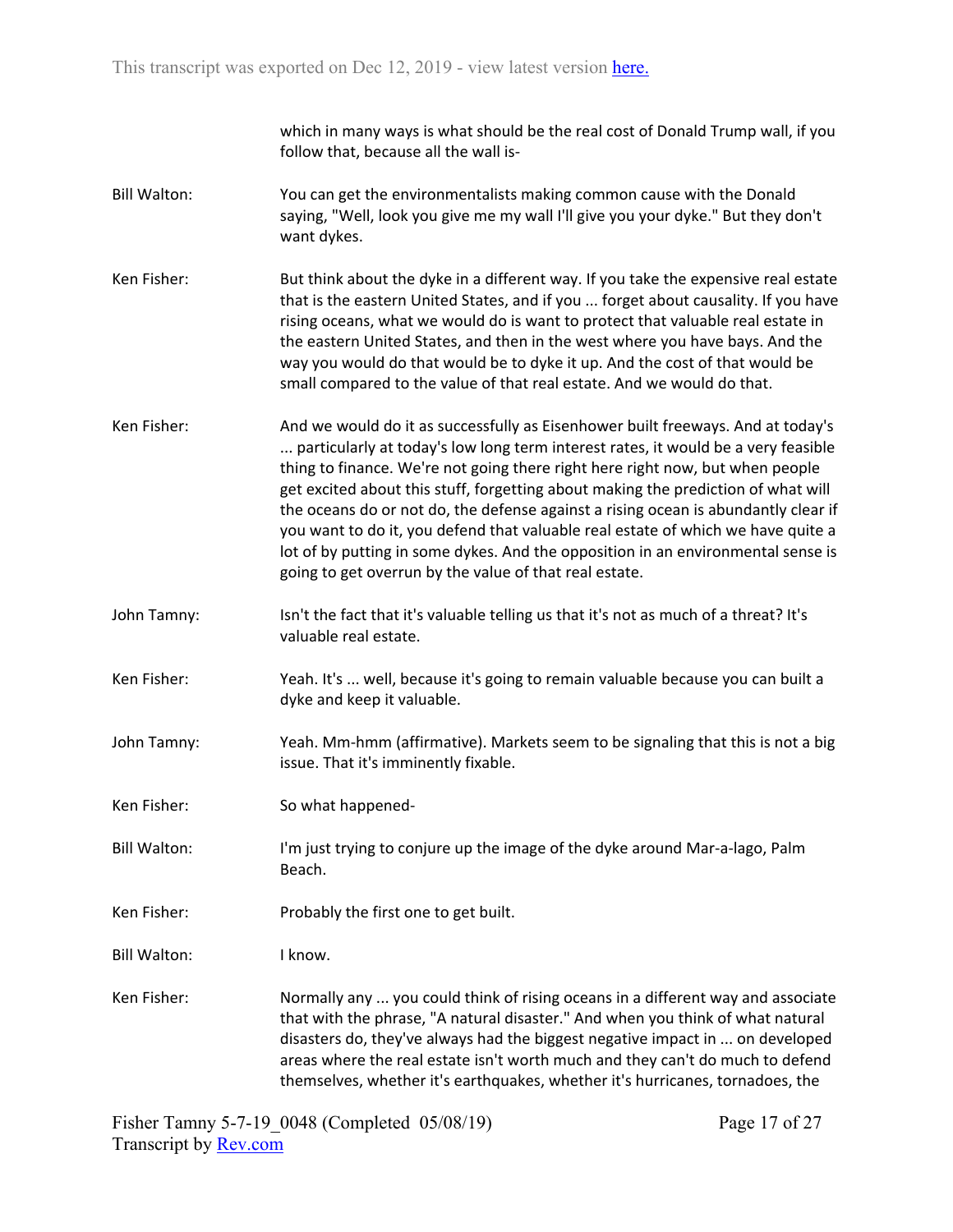which in many ways is what should be the real cost of Donald Trump wall, if you follow that, because all the wall is-

Bill Walton: You can get the environmentalists making common cause with the Donald saying, "Well, look you give me my wall I'll give you your dyke." But they don't want dykes.

Ken Fisher: But think about the dyke in a different way. If you take the expensive real estate that is the eastern United States, and if you ... forget about causality. If you have rising oceans, what we would do is want to protect that valuable real estate in the eastern United States, and then in the west where you have bays. And the way you would do that would be to dyke it up. And the cost of that would be small compared to the value of that real estate. And we would do that.

Ken Fisher: And we would do it as successfully as Eisenhower built freeways. And at today's ... particularly at today's low long term interest rates, it would be a very feasible thing to finance. We're not going there right here right now, but when people get excited about this stuff, forgetting about making the prediction of what will the oceans do or not do, the defense against a rising ocean is abundantly clear if you want to do it, you defend that valuable real estate of which we have quite a lot of by putting in some dykes. And the opposition in an environmental sense is going to get overrun by the value of that real estate.

John Tamny: Isn't the fact that it's valuable telling us that it's not as much of a threat? It's valuable real estate.

Ken Fisher: Yeah. It's ... well, because it's going to remain valuable because you can built a dyke and keep it valuable.

John Tamny: Yeah. Mm-hmm (affirmative). Markets seem to be signaling that this is not a big issue. That it's imminently fixable.

Ken Fisher: So what happened-

Bill Walton: I'm just trying to conjure up the image of the dyke around Mar-a-lago, Palm Beach.

Ken Fisher: Probably the first one to get built.

Bill Walton: I know.

Ken Fisher: Normally any ... you could think of rising oceans in a different way and associate that with the phrase, "A natural disaster." And when you think of what natural disasters do, they've always had the biggest negative impact in ... on developed areas where the real estate isn't worth much and they can't do much to defend themselves, whether it's earthquakes, whether it's hurricanes, tornadoes, the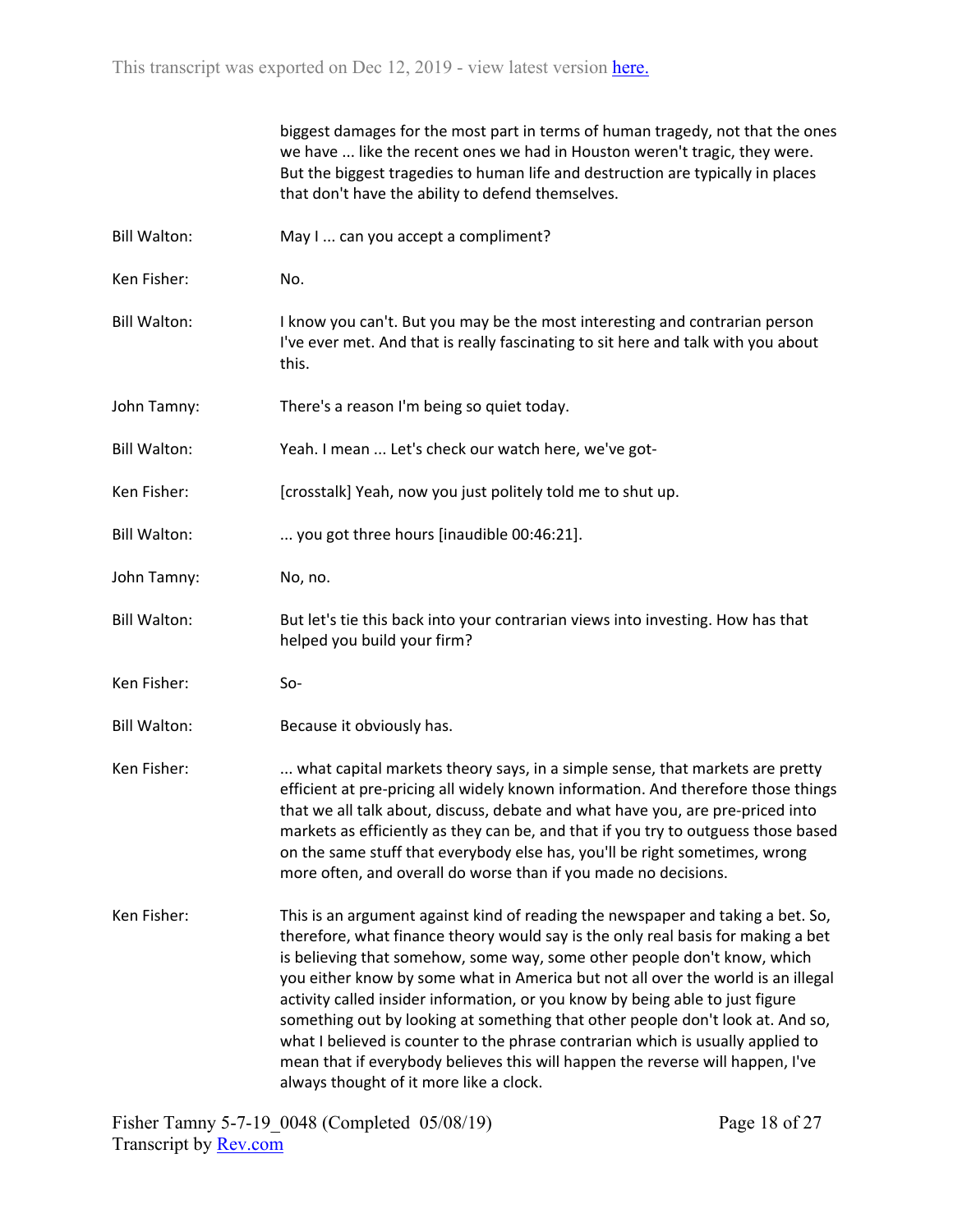biggest damages for the most part in terms of human tragedy, not that the ones we have ... like the recent ones we had in Houston weren't tragic, they were. But the biggest tragedies to human life and destruction are typically in places that don't have the ability to defend themselves.

Bill Walton: May I ... can you accept a compliment?

Ken Fisher: No.

Bill Walton: I know you can't. But you may be the most interesting and contrarian person I've ever met. And that is really fascinating to sit here and talk with you about this.

John Tamny: There's a reason I'm being so quiet today.

Bill Walton: Yeah. I mean ... Let's check our watch here, we've got-

Ken Fisher: [crosstalk] Yeah, now you just politely told me to shut up.

Bill Walton: ... you got three hours [inaudible 00:46:21].

John Tamny: No, no.

Bill Walton: But let's tie this back into your contrarian views into investing. How has that helped you build your firm?

Ken Fisher: So-

Bill Walton: Because it obviously has.

Ken Fisher: ... what capital markets theory says, in a simple sense, that markets are pretty efficient at pre-pricing all widely known information. And therefore those things that we all talk about, discuss, debate and what have you, are pre-priced into markets as efficiently as they can be, and that if you try to outguess those based on the same stuff that everybody else has, you'll be right sometimes, wrong more often, and overall do worse than if you made no decisions.

Ken Fisher: This is an argument against kind of reading the newspaper and taking a bet. So, therefore, what finance theory would say is the only real basis for making a bet is believing that somehow, some way, some other people don't know, which you either know by some what in America but not all over the world is an illegal activity called insider information, or you know by being able to just figure something out by looking at something that other people don't look at. And so, what I believed is counter to the phrase contrarian which is usually applied to mean that if everybody believes this will happen the reverse will happen, I've always thought of it more like a clock.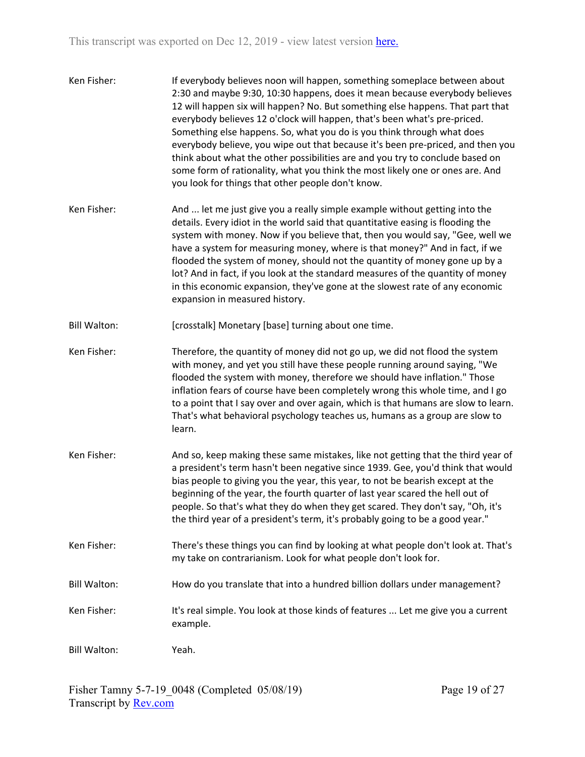Ken Fisher: If everybody believes noon will happen, something someplace between about 2:30 and maybe 9:30, 10:30 happens, does it mean because everybody believes 12 will happen six will happen? No. But something else happens. That part that everybody believes 12 o'clock will happen, that's been what's pre-priced. Something else happens. So, what you do is you think through what does everybody believe, you wipe out that because it's been pre-priced, and then you think about what the other possibilities are and you try to conclude based on some form of rationality, what you think the most likely one or ones are. And you look for things that other people don't know.

Ken Fisher: And ... let me just give you a really simple example without getting into the details. Every idiot in the world said that quantitative easing is flooding the system with money. Now if you believe that, then you would say, "Gee, well we have a system for measuring money, where is that money?" And in fact, if we flooded the system of money, should not the quantity of money gone up by a lot? And in fact, if you look at the standard measures of the quantity of money in this economic expansion, they've gone at the slowest rate of any economic expansion in measured history.

Bill Walton: [crosstalk] Monetary [base] turning about one time.

Ken Fisher: Therefore, the quantity of money did not go up, we did not flood the system with money, and yet you still have these people running around saying, "We flooded the system with money, therefore we should have inflation." Those inflation fears of course have been completely wrong this whole time, and I go to a point that I say over and over again, which is that humans are slow to learn. That's what behavioral psychology teaches us, humans as a group are slow to learn.

Ken Fisher: And so, keep making these same mistakes, like not getting that the third year of a president's term hasn't been negative since 1939. Gee, you'd think that would bias people to giving you the year, this year, to not be bearish except at the beginning of the year, the fourth quarter of last year scared the hell out of people. So that's what they do when they get scared. They don't say, "Oh, it's the third year of a president's term, it's probably going to be a good year."

Ken Fisher: There's these things you can find by looking at what people don't look at. That's my take on contrarianism. Look for what people don't look for.

Bill Walton: How do you translate that into a hundred billion dollars under management?

Ken Fisher: It's real simple. You look at those kinds of features ... Let me give you a current example.

Bill Walton: Yeah.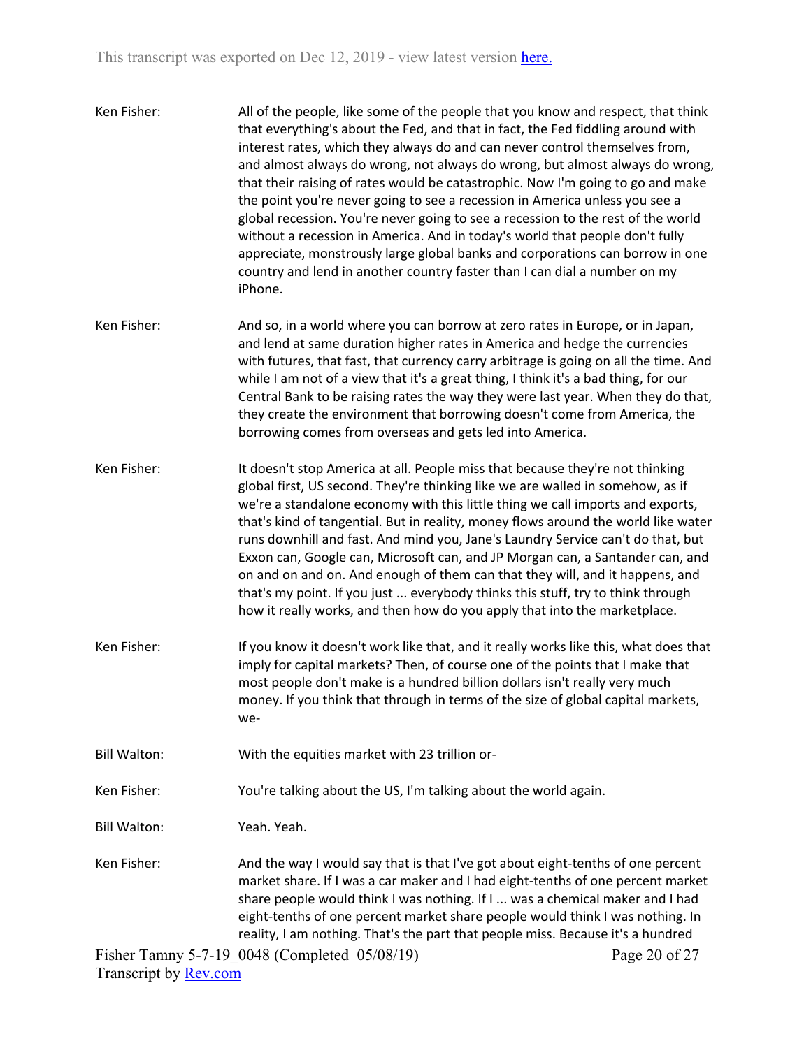Ken Fisher: All of the people, like some of the people that you know and respect, that think that everything's about the Fed, and that in fact, the Fed fiddling around with interest rates, which they always do and can never control themselves from, and almost always do wrong, not always do wrong, but almost always do wrong, that their raising of rates would be catastrophic. Now I'm going to go and make the point you're never going to see a recession in America unless you see a global recession. You're never going to see a recession to the rest of the world without a recession in America. And in today's world that people don't fully appreciate, monstrously large global banks and corporations can borrow in one country and lend in another country faster than I can dial a number on my iPhone.

Ken Fisher: And so, in a world where you can borrow at zero rates in Europe, or in Japan, and lend at same duration higher rates in America and hedge the currencies with futures, that fast, that currency carry arbitrage is going on all the time. And while I am not of a view that it's a great thing, I think it's a bad thing, for our Central Bank to be raising rates the way they were last year. When they do that, they create the environment that borrowing doesn't come from America, the borrowing comes from overseas and gets led into America.

Ken Fisher: It doesn't stop America at all. People miss that because they're not thinking global first, US second. They're thinking like we are walled in somehow, as if we're a standalone economy with this little thing we call imports and exports, that's kind of tangential. But in reality, money flows around the world like water runs downhill and fast. And mind you, Jane's Laundry Service can't do that, but Exxon can, Google can, Microsoft can, and JP Morgan can, a Santander can, and on and on and on. And enough of them can that they will, and it happens, and that's my point. If you just ... everybody thinks this stuff, try to think through how it really works, and then how do you apply that into the marketplace.

Ken Fisher: If you know it doesn't work like that, and it really works like this, what does that imply for capital markets? Then, of course one of the points that I make that most people don't make is a hundred billion dollars isn't really very much money. If you think that through in terms of the size of global capital markets, we-

Bill Walton: With the equities market with 23 trillion or-

Ken Fisher: You're talking about the US, I'm talking about the world again.

Bill Walton: Yeah. Yeah.

Ken Fisher: And the way I would say that is that I've got about eight-tenths of one percent market share. If I was a car maker and I had eight-tenths of one percent market share people would think I was nothing. If I ... was a chemical maker and I had eight-tenths of one percent market share people would think I was nothing. In reality, I am nothing. That's the part that people miss. Because it's a hundred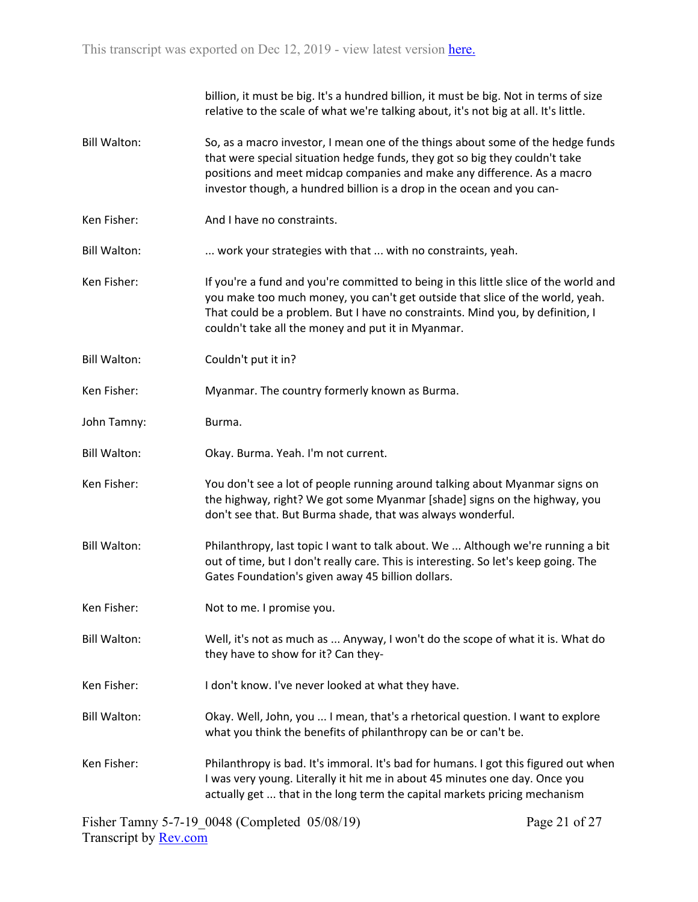billion, it must be big. It's a hundred billion, it must be big. Not in terms of size relative to the scale of what we're talking about, it's not big at all. It's little.

Bill Walton: So, as a macro investor, I mean one of the things about some of the hedge funds that were special situation hedge funds, they got so big they couldn't take positions and meet midcap companies and make any difference. As a macro investor though, a hundred billion is a drop in the ocean and you can-

Ken Fisher: And I have no constraints.

Bill Walton: ... work your strategies with that ... with no constraints, yeah.

Ken Fisher: If you're a fund and you're committed to being in this little slice of the world and you make too much money, you can't get outside that slice of the world, yeah. That could be a problem. But I have no constraints. Mind you, by definition, I couldn't take all the money and put it in Myanmar.

Bill Walton: Couldn't put it in?

Ken Fisher: Myanmar. The country formerly known as Burma.

John Tamny: Burma.

Bill Walton: Okay. Burma. Yeah. I'm not current.

Ken Fisher: You don't see a lot of people running around talking about Myanmar signs on the highway, right? We got some Myanmar [shade] signs on the highway, you don't see that. But Burma shade, that was always wonderful.

Bill Walton: Philanthropy, last topic I want to talk about. We ... Although we're running a bit out of time, but I don't really care. This is interesting. So let's keep going. The Gates Foundation's given away 45 billion dollars.

Ken Fisher: Not to me. I promise you.

Bill Walton: Well, it's not as much as ... Anyway, I won't do the scope of what it is. What do they have to show for it? Can they-

Ken Fisher: I don't know. I've never looked at what they have.

Bill Walton: Okay. Well, John, you ... I mean, that's a rhetorical question. I want to explore what you think the benefits of philanthropy can be or can't be.

Ken Fisher: Philanthropy is bad. It's immoral. It's bad for humans. I got this figured out when I was very young. Literally it hit me in about 45 minutes one day. Once you actually get ... that in the long term the capital markets pricing mechanism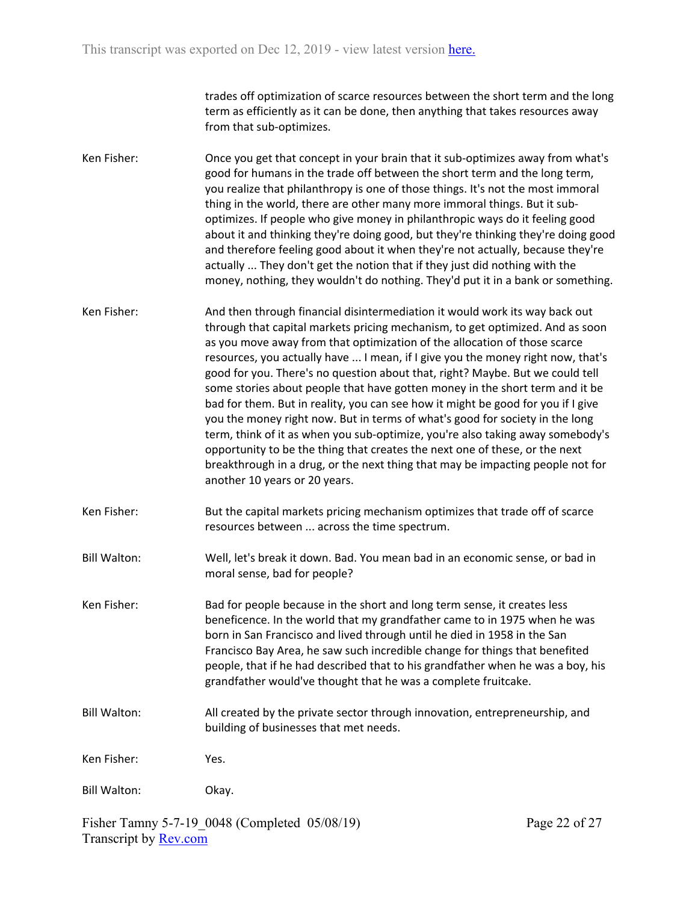trades off optimization of scarce resources between the short term and the long term as efficiently as it can be done, then anything that takes resources away from that sub-optimizes.

Ken Fisher: Once you get that concept in your brain that it sub-optimizes away from what's good for humans in the trade off between the short term and the long term, you realize that philanthropy is one of those things. It's not the most immoral thing in the world, there are other many more immoral things. But it sub-optimizes. If people who give money in philanthropic ways do it feeling good about it and thinking they're doing good, but they're thinking they're doing good and therefore feeling good about it when they're not actually, because they're actually ... They don't get the notion that if they just did nothing with the money, nothing, they wouldn't do nothing. They'd put it in a bank or something.

Ken Fisher: And then through financial disintermediation it would work its way back out through that capital markets pricing mechanism, to get optimized. And as soon as you move away from that optimization of the allocation of those scarce resources, you actually have ... I mean, if I give you the money right now, that's good for you. There's no question about that, right? Maybe. But we could tell some stories about people that have gotten money in the short term and it be bad for them. But in reality, you can see how it might be good for you if I give you the money right now. But in terms of what's good for society in the long term, think of it as when you sub-optimize, you're also taking away somebody's opportunity to be the thing that creates the next one of these, or the next breakthrough in a drug, or the next thing that may be impacting people not for another 10 years or 20 years.

Ken Fisher: But the capital markets pricing mechanism optimizes that trade off of scarce resources between ... across the time spectrum.

Bill Walton: Well, let's break it down. Bad. You mean bad in an economic sense, or bad in moral sense, bad for people?

Ken Fisher: Bad for people because in the short and long term sense, it creates less beneficence. In the world that my grandfather came to in 1975 when he was born in San Francisco and lived through until he died in 1958 in the San Francisco Bay Area, he saw such incredible change for things that benefited people, that if he had described that to his grandfather when he was a boy, his grandfather would've thought that he was a complete fruitcake.

Bill Walton: All created by the private sector through innovation, entrepreneurship, and building of businesses that met needs.

Ken Fisher: Yes.

Bill Walton: Okay.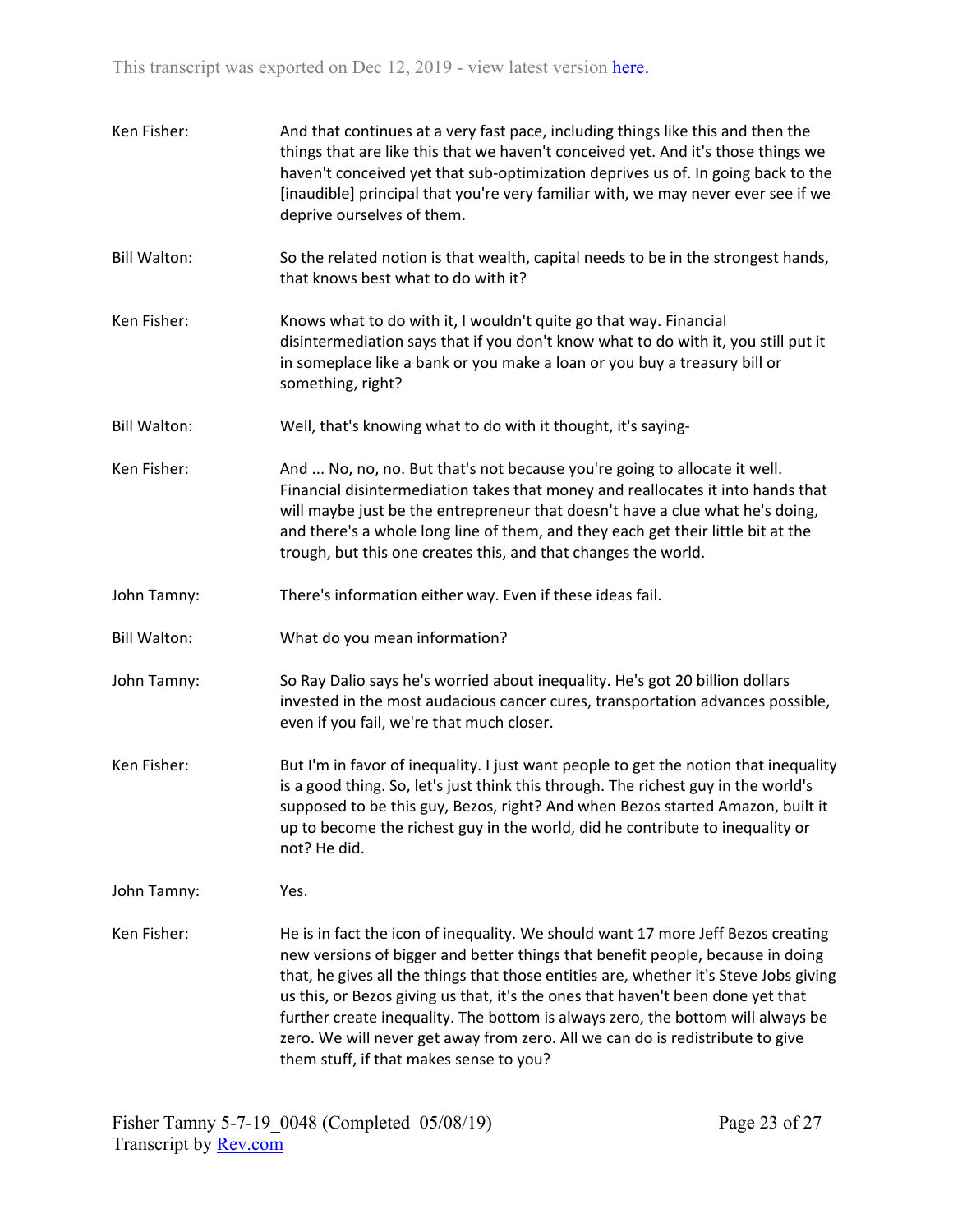Ken Fisher: And that continues at a very fast pace, including things like this and then the things that are like this that we haven't conceived yet. And it's those things we haven't conceived yet that sub-optimization deprives us of. In going back to the [inaudible] principal that you're very familiar with, we may never ever see if we deprive ourselves of them.

Bill Walton: So the related notion is that wealth, capital needs to be in the strongest hands, that knows best what to do with it?

Ken Fisher: Knows what to do with it, I wouldn't quite go that way. Financial disintermediation says that if you don't know what to do with it, you still put it in someplace like a bank or you make a loan or you buy a treasury bill or something, right?

Bill Walton: Well, that's knowing what to do with it thought, it's saying-

Ken Fisher: And ... No, no, no. But that's not because you're going to allocate it well. Financial disintermediation takes that money and reallocates it into hands that will maybe just be the entrepreneur that doesn't have a clue what he's doing, and there's a whole long line of them, and they each get their little bit at the trough, but this one creates this, and that changes the world.

John Tamny: There's information either way. Even if these ideas fail.

Bill Walton: What do you mean information?

John Tamny: So Ray Dalio says he's worried about inequality. He's got 20 billion dollars invested in the most audacious cancer cures, transportation advances possible, even if you fail, we're that much closer.

Ken Fisher: But I'm in favor of inequality. I just want people to get the notion that inequality is a good thing. So, let's just think this through. The richest guy in the world's supposed to be this guy, Bezos, right? And when Bezos started Amazon, built it up to become the richest guy in the world, did he contribute to inequality or not? He did.

John Tamny: Yes.

Ken Fisher: He is in fact the icon of inequality. We should want 17 more Jeff Bezos creating new versions of bigger and better things that benefit people, because in doing that, he gives all the things that those entities are, whether it's Steve Jobs giving us this, or Bezos giving us that, it's the ones that haven't been done yet that further create inequality. The bottom is always zero, the bottom will always be zero. We will never get away from zero. All we can do is redistribute to give them stuff, if that makes sense to you?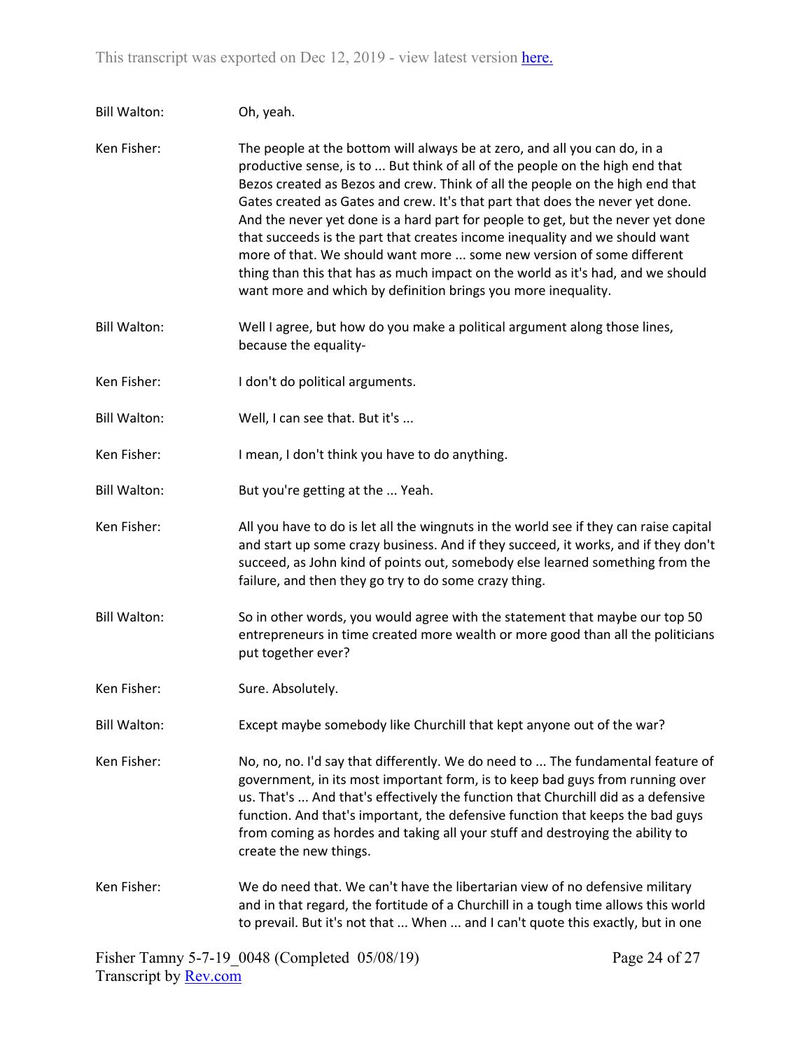Bill Walton: Oh, yeah.

Ken Fisher: The people at the bottom will always be at zero, and all you can do, in a productive sense, is to ... But think of all of the people on the high end that Bezos created as Bezos and crew. Think of all the people on the high end that Gates created as Gates and crew. It's that part that does the never yet done. And the never yet done is a hard part for people to get, but the never yet done that succeeds is the part that creates income inequality and we should want more of that. We should want more ... some new version of some different thing than this that has as much impact on the world as it's had, and we should want more and which by definition brings you more inequality.

Bill Walton: Well I agree, but how do you make a political argument along those lines, because the equality-

Ken Fisher: I don't do political arguments.

Bill Walton: Well, I can see that. But it's ...

Ken Fisher: I mean, I don't think you have to do anything.

Bill Walton: But you're getting at the ... Yeah.

Ken Fisher: All you have to do is let all the wingnuts in the world see if they can raise capital and start up some crazy business. And if they succeed, it works, and if they don't succeed, as John kind of points out, somebody else learned something from the failure, and then they go try to do some crazy thing.

Bill Walton: So in other words, you would agree with the statement that maybe our top 50 entrepreneurs in time created more wealth or more good than all the politicians put together ever?

Ken Fisher: Sure. Absolutely.

Bill Walton: Except maybe somebody like Churchill that kept anyone out of the war?

Ken Fisher: No, no, no. I'd say that differently. We do need to ... The fundamental feature of government, in its most important form, is to keep bad guys from running over us. That's ... And that's effectively the function that Churchill did as a defensive function. And that's important, the defensive function that keeps the bad guys from coming as hordes and taking all your stuff and destroying the ability to create the new things.

Ken Fisher: We do need that. We can't have the libertarian view of no defensive military and in that regard, the fortitude of a Churchill in a tough time allows this world to prevail. But it's not that ... When ... and I can't quote this exactly, but in one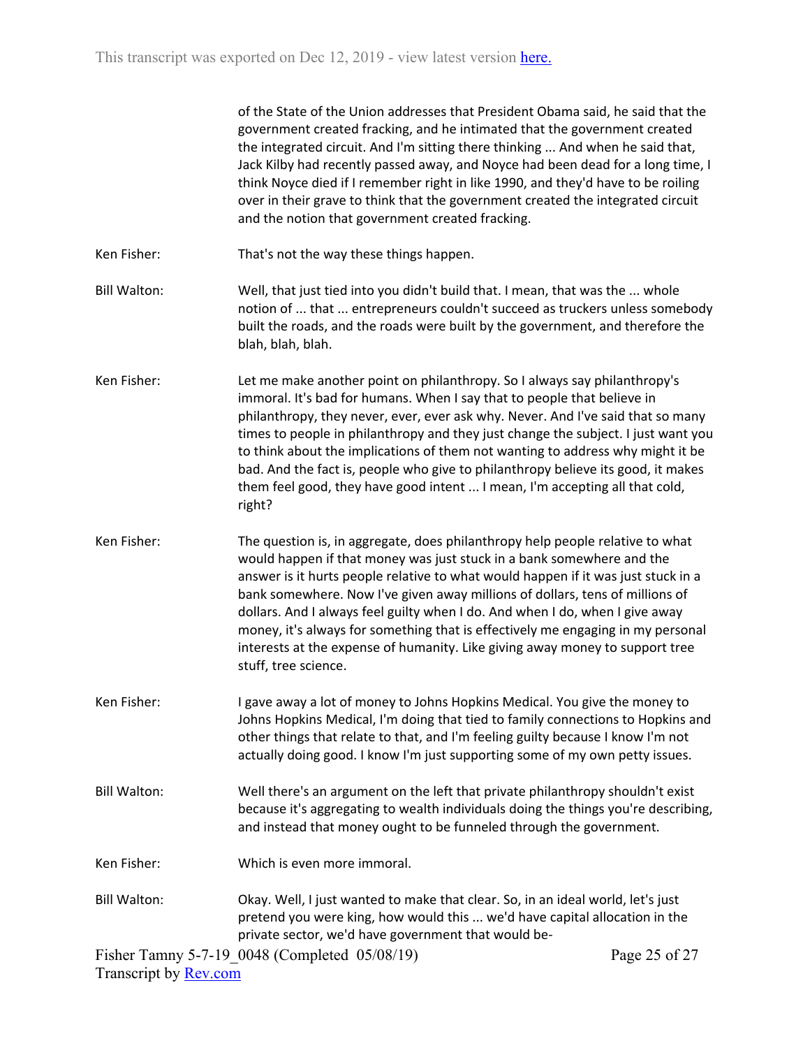of the State of the Union addresses that President Obama said, he said that the government created fracking, and he intimated that the government created the integrated circuit. And I'm sitting there thinking ... And when he said that, Jack Kilby had recently passed away, and Noyce had been dead for a long time, I think Noyce died if I remember right in like 1990, and they'd have to be roiling over in their grave to think that the government created the integrated circuit and the notion that government created fracking.

Ken Fisher: That's not the way these things happen.

Bill Walton: Well, that just tied into you didn't build that. I mean, that was the ... whole notion of ... that ... entrepreneurs couldn't succeed as truckers unless somebody built the roads, and the roads were built by the government, and therefore the blah, blah, blah.

Ken Fisher: Let me make another point on philanthropy. So I always say philanthropy's immoral. It's bad for humans. When I say that to people that believe in philanthropy, they never, ever, ever ask why. Never. And I've said that so many times to people in philanthropy and they just change the subject. I just want you to think about the implications of them not wanting to address why might it be bad. And the fact is, people who give to philanthropy believe its good, it makes them feel good, they have good intent ... I mean, I'm accepting all that cold, right?

Ken Fisher: The question is, in aggregate, does philanthropy help people relative to what would happen if that money was just stuck in a bank somewhere and the answer is it hurts people relative to what would happen if it was just stuck in a bank somewhere. Now I've given away millions of dollars, tens of millions of dollars. And I always feel guilty when I do. And when I do, when I give away money, it's always for something that is effectively me engaging in my personal interests at the expense of humanity. Like giving away money to support tree stuff, tree science.

Ken Fisher: I gave away a lot of money to Johns Hopkins Medical. You give the money to Johns Hopkins Medical, I'm doing that tied to family connections to Hopkins and other things that relate to that, and I'm feeling guilty because I know I'm not actually doing good. I know I'm just supporting some of my own petty issues.

Bill Walton: Well there's an argument on the left that private philanthropy shouldn't exist because it's aggregating to wealth individuals doing the things you're describing, and instead that money ought to be funneled through the government.

Ken Fisher: Which is even more immoral.

Bill Walton: Okay. Well, I just wanted to make that clear. So, in an ideal world, let's just pretend you were king, how would this ... we'd have capital allocation in the private sector, we'd have government that would be-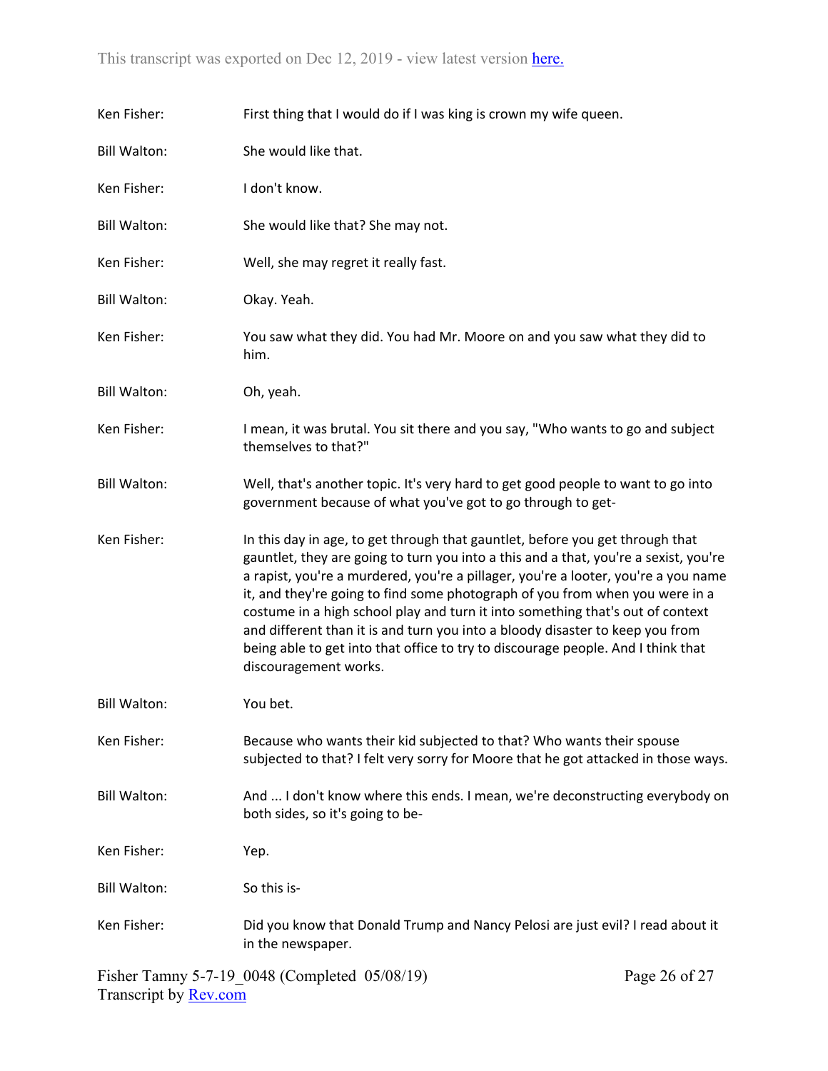Ken Fisher: First thing that I would do if I was king is crown my wife queen.

Bill Walton: She would like that.

Ken Fisher: I don't know.

Bill Walton: She would like that? She may not.

Ken Fisher: Well, she may regret it really fast.

Bill Walton: Okay. Yeah.

Ken Fisher: You saw what they did. You had Mr. Moore on and you saw what they did to him.

Bill Walton: Oh, yeah.

Ken Fisher: I mean, it was brutal. You sit there and you say, "Who wants to go and subject themselves to that?"

Bill Walton: Well, that's another topic. It's very hard to get good people to want to go into government because of what you've got to go through to get-

Ken Fisher: In this day in age, to get through that gauntlet, before you get through that gauntlet, they are going to turn you into a this and a that, you're a sexist, you're a rapist, you're a murdered, you're a pillager, you're a looter, you're a you name it, and they're going to find some photograph of you from when you were in a costume in a high school play and turn it into something that's out of context and different than it is and turn you into a bloody disaster to keep you from being able to get into that office to try to discourage people. And I think that discouragement works.

Bill Walton: You bet.

Ken Fisher: Because who wants their kid subjected to that? Who wants their spouse subjected to that? I felt very sorry for Moore that he got attacked in those ways.

Bill Walton: And ... I don't know where this ends. I mean, we're deconstructing everybody on both sides, so it's going to be-

Ken Fisher: Yep.

Bill Walton: So this is-

Ken Fisher: Did you know that Donald Trump and Nancy Pelosi are just evil? I read about it in the newspaper.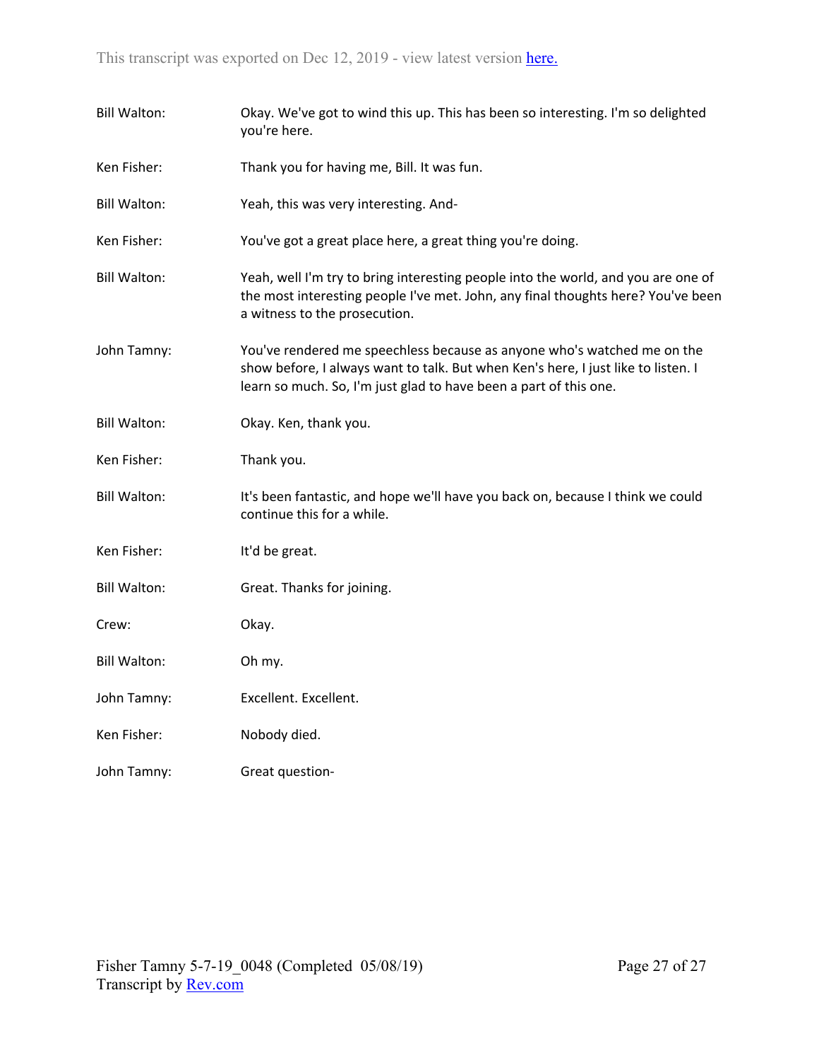Bill Walton: Okay. We've got to wind this up. This has been so interesting. I'm so delighted you're here.

Ken Fisher: Thank you for having me, Bill. It was fun.

Bill Walton: Yeah, this was very interesting. And-

Ken Fisher: You've got a great place here, a great thing you're doing.

Bill Walton: Yeah, well I'm try to bring interesting people into the world, and you are one of the most interesting people I've met. John, any final thoughts here? You've been a witness to the prosecution.

John Tamny: You've rendered me speechless because as anyone who's watched me on the show before, I always want to talk. But when Ken's here, I just like to listen. I learn so much. So, I'm just glad to have been a part of this one.

Bill Walton: Okay. Ken, thank you.

Ken Fisher: Thank you.

Bill Walton: It's been fantastic, and hope we'll have you back on, because I think we could continue this for a while.

Ken Fisher: It'd be great.

Bill Walton: Great. Thanks for joining.

Crew: Okay.

Bill Walton: Oh my.

John Tamny: Excellent. Excellent.

Ken Fisher: Nobody died.

John Tamny: Great question-